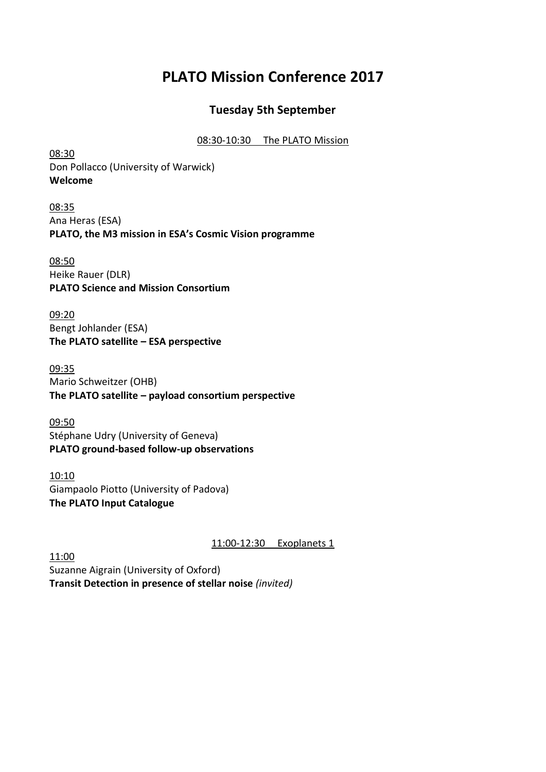# PLATO Mission Conference 2017

## Tuesday 5th September

08:30-10:30 The PLATO Mission

08:30
Don Pollacco (University of Warwick)
**Welcome**

08:35
Ana Heras (ESA)
**PLATO, the M3 mission in ESA's Cosmic Vision programme**

08:50
Heike Rauer (DLR)
**PLATO Science and Mission Consortium**

09:20
Bengt Johlander (ESA)
**The PLATO satellite – ESA perspective**

09:35
Mario Schweitzer (OHB)
**The PLATO satellite – payload consortium perspective**

09:50
Stéphane Udry (University of Geneva)
**PLATO ground-based follow-up observations**

10:10
Giampaolo Piotto (University of Padova)
**The PLATO Input Catalogue**

11:00-12:30 Exoplanets 1

11:00
Suzanne Aigrain (University of Oxford)
**Transit Detection in presence of stellar noise** *(invited)*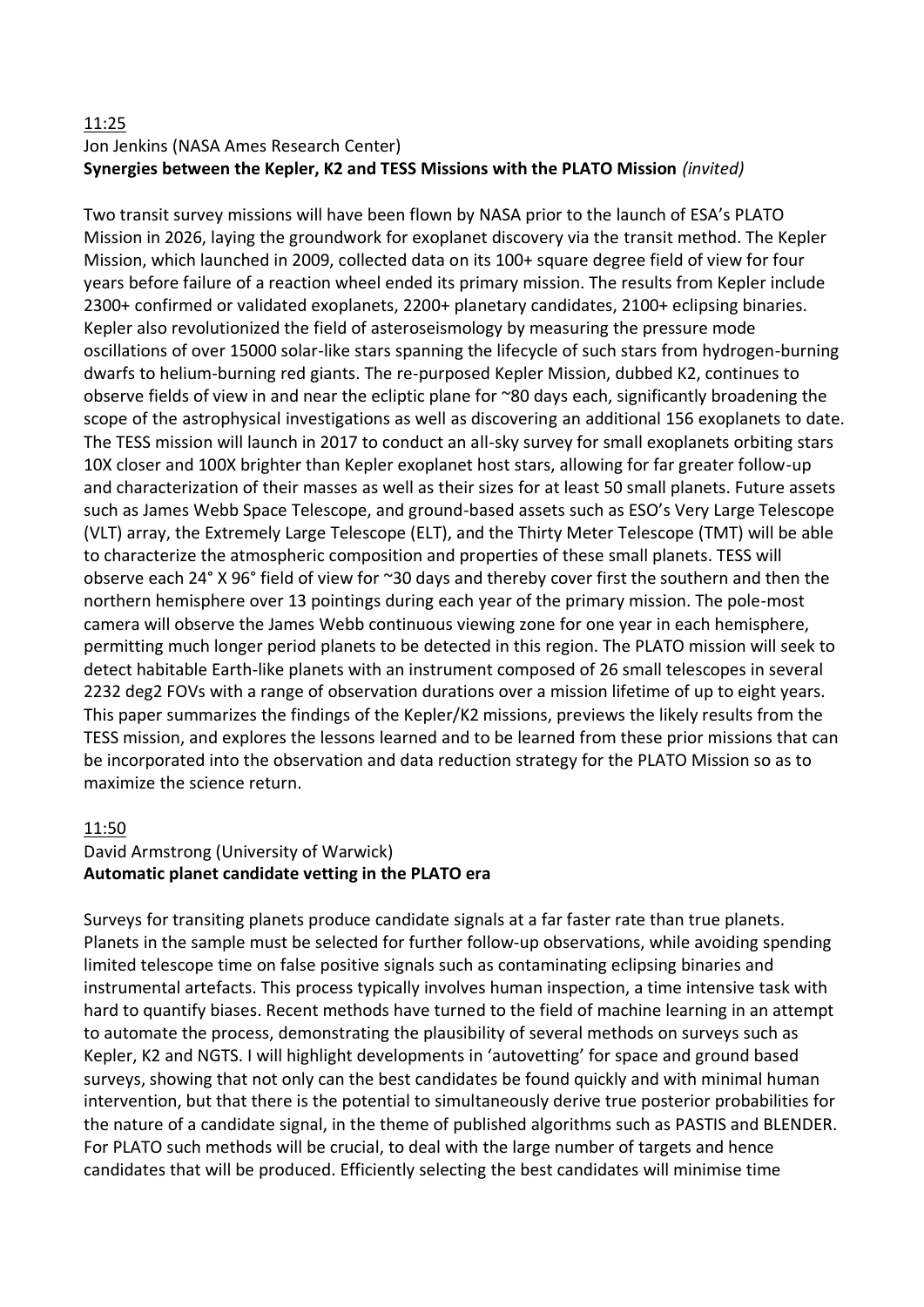11:25

Jon Jenkins (NASA Ames Research Center)

**Synergies between the Kepler, K2 and TESS Missions with the PLATO Mission** *(invited)*

Two transit survey missions will have been flown by NASA prior to the launch of ESA's PLATO Mission in 2026, laying the groundwork for exoplanet discovery via the transit method. The Kepler Mission, which launched in 2009, collected data on its 100+ square degree field of view for four years before failure of a reaction wheel ended its primary mission. The results from Kepler include 2300+ confirmed or validated exoplanets, 2200+ planetary candidates, 2100+ eclipsing binaries. Kepler also revolutionized the field of asteroseismology by measuring the pressure mode oscillations of over 15000 solar-like stars spanning the lifecycle of such stars from hydrogen-burning dwarfs to helium-burning red giants. The re-purposed Kepler Mission, dubbed K2, continues to observe fields of view in and near the ecliptic plane for ~80 days each, significantly broadening the scope of the astrophysical investigations as well as discovering an additional 156 exoplanets to date. The TESS mission will launch in 2017 to conduct an all-sky survey for small exoplanets orbiting stars 10X closer and 100X brighter than Kepler exoplanet host stars, allowing for far greater follow-up and characterization of their masses as well as their sizes for at least 50 small planets. Future assets such as James Webb Space Telescope, and ground-based assets such as ESO's Very Large Telescope (VLT) array, the Extremely Large Telescope (ELT), and the Thirty Meter Telescope (TMT) will be able to characterize the atmospheric composition and properties of these small planets. TESS will observe each 24° X 96° field of view for ~30 days and thereby cover first the southern and then the northern hemisphere over 13 pointings during each year of the primary mission. The pole-most camera will observe the James Webb continuous viewing zone for one year in each hemisphere, permitting much longer period planets to be detected in this region. The PLATO mission will seek to detect habitable Earth-like planets with an instrument composed of 26 small telescopes in several 2232 deg2 FOVs with a range of observation durations over a mission lifetime of up to eight years. This paper summarizes the findings of the Kepler/K2 missions, previews the likely results from the TESS mission, and explores the lessons learned and to be learned from these prior missions that can be incorporated into the observation and data reduction strategy for the PLATO Mission so as to maximize the science return.

11:50

David Armstrong (University of Warwick)

**Automatic planet candidate vetting in the PLATO era**

Surveys for transiting planets produce candidate signals at a far faster rate than true planets. Planets in the sample must be selected for further follow-up observations, while avoiding spending limited telescope time on false positive signals such as contaminating eclipsing binaries and instrumental artefacts. This process typically involves human inspection, a time intensive task with hard to quantify biases. Recent methods have turned to the field of machine learning in an attempt to automate the process, demonstrating the plausibility of several methods on surveys such as Kepler, K2 and NGTS. I will highlight developments in 'autovetting' for space and ground based surveys, showing that not only can the best candidates be found quickly and with minimal human intervention, but that there is the potential to simultaneously derive true posterior probabilities for the nature of a candidate signal, in the theme of published algorithms such as PASTIS and BLENDER. For PLATO such methods will be crucial, to deal with the large number of targets and hence candidates that will be produced. Efficiently selecting the best candidates will minimise time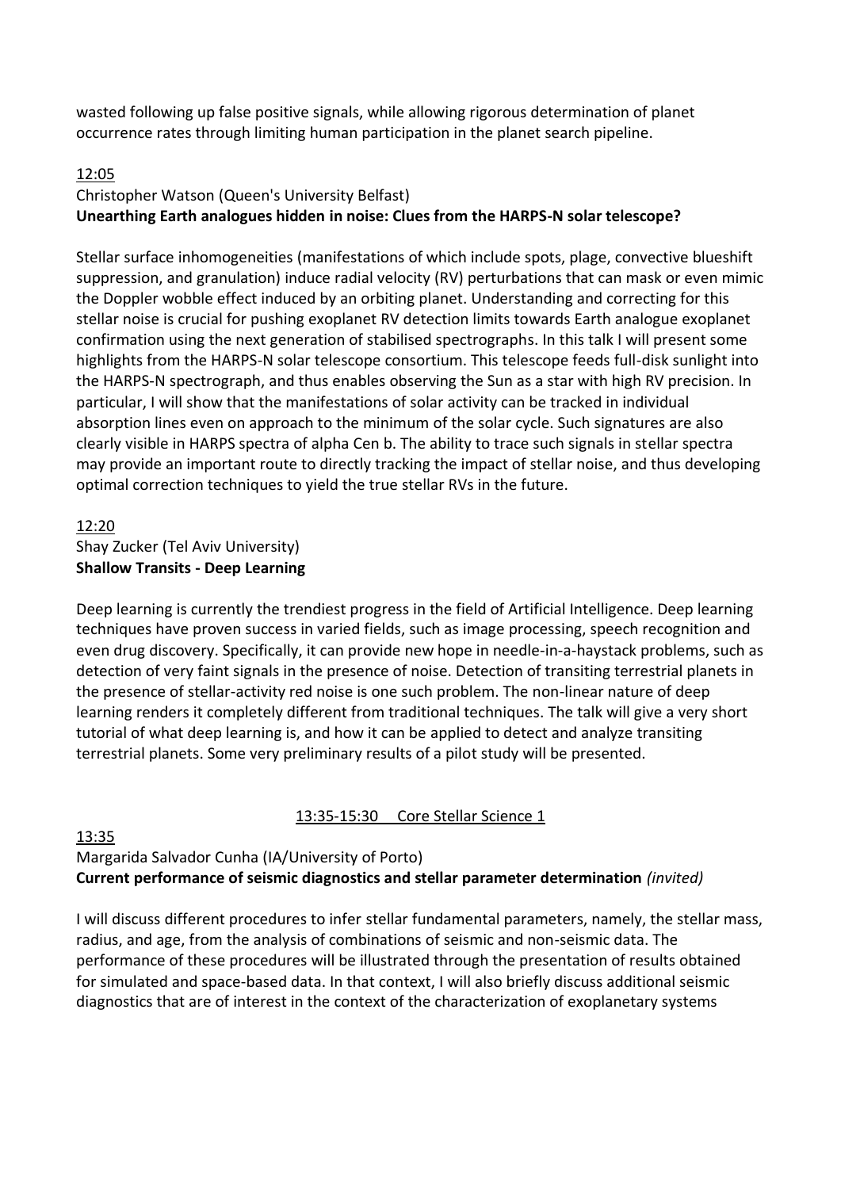wasted following up false positive signals, while allowing rigorous determination of planet occurrence rates through limiting human participation in the planet search pipeline.

12:05

Christopher Watson (Queen's University Belfast)

**Unearthing Earth analogues hidden in noise: Clues from the HARPS-N solar telescope?**

Stellar surface inhomogeneities (manifestations of which include spots, plage, convective blueshift suppression, and granulation) induce radial velocity (RV) perturbations that can mask or even mimic the Doppler wobble effect induced by an orbiting planet. Understanding and correcting for this stellar noise is crucial for pushing exoplanet RV detection limits towards Earth analogue exoplanet confirmation using the next generation of stabilised spectrographs. In this talk I will present some highlights from the HARPS-N solar telescope consortium. This telescope feeds full-disk sunlight into the HARPS-N spectrograph, and thus enables observing the Sun as a star with high RV precision. In particular, I will show that the manifestations of solar activity can be tracked in individual absorption lines even on approach to the minimum of the solar cycle. Such signatures are also clearly visible in HARPS spectra of alpha Cen b. The ability to trace such signals in stellar spectra may provide an important route to directly tracking the impact of stellar noise, and thus developing optimal correction techniques to yield the true stellar RVs in the future.

12:20

Shay Zucker (Tel Aviv University)

**Shallow Transits - Deep Learning**

Deep learning is currently the trendiest progress in the field of Artificial Intelligence. Deep learning techniques have proven success in varied fields, such as image processing, speech recognition and even drug discovery. Specifically, it can provide new hope in needle-in-a-haystack problems, such as detection of very faint signals in the presence of noise. Detection of transiting terrestrial planets in the presence of stellar-activity red noise is one such problem. The non-linear nature of deep learning renders it completely different from traditional techniques. The talk will give a very short tutorial of what deep learning is, and how it can be applied to detect and analyze transiting terrestrial planets. Some very preliminary results of a pilot study will be presented.

13:35-15:30 Core Stellar Science 1

13:35

Margarida Salvador Cunha (IA/University of Porto)

**Current performance of seismic diagnostics and stellar parameter determination** *(invited)*

I will discuss different procedures to infer stellar fundamental parameters, namely, the stellar mass, radius, and age, from the analysis of combinations of seismic and non-seismic data. The performance of these procedures will be illustrated through the presentation of results obtained for simulated and space-based data. In that context, I will also briefly discuss additional seismic diagnostics that are of interest in the context of the characterization of exoplanetary systems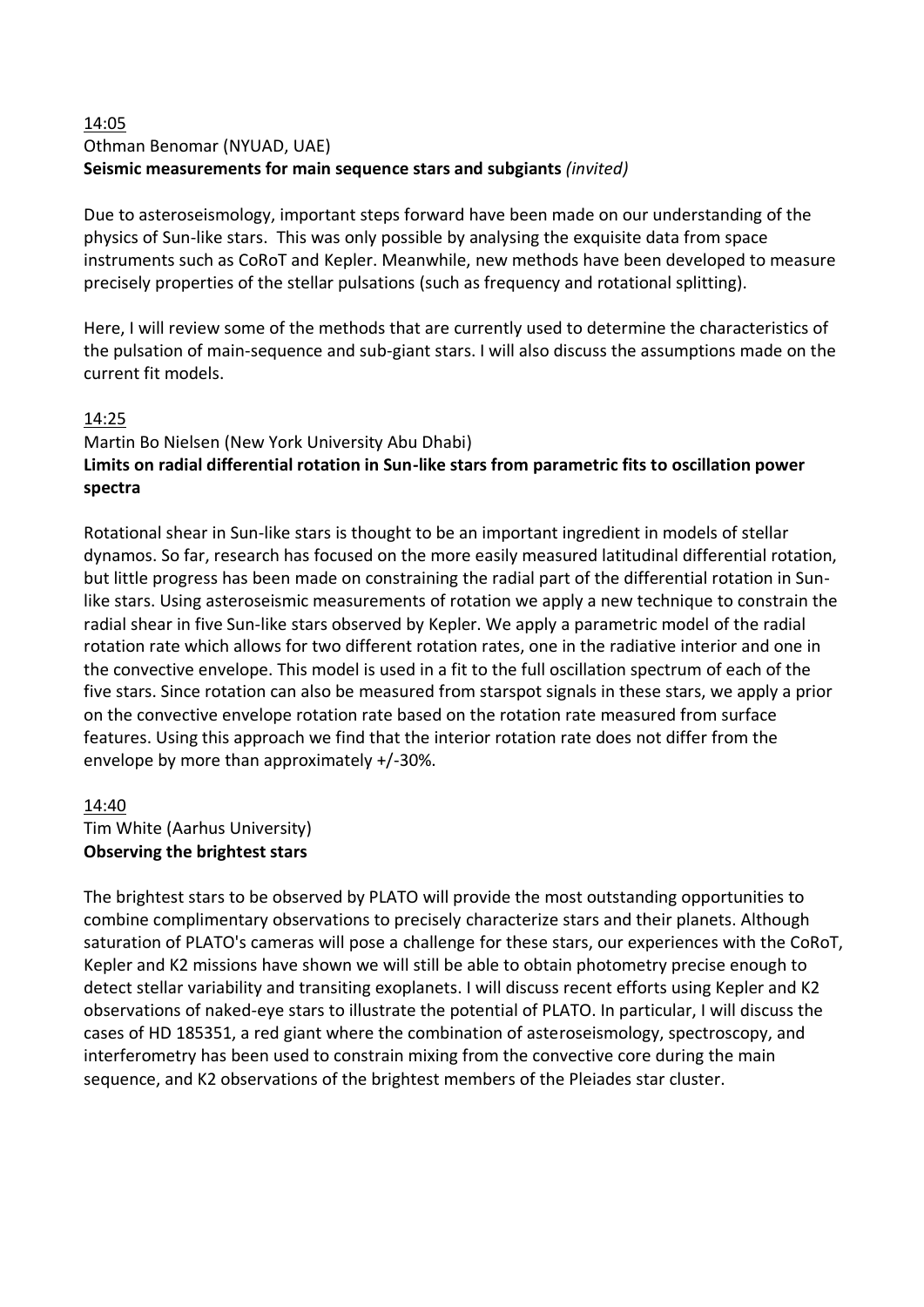14:05

Othman Benomar (NYUAD, UAE)

**Seismic measurements for main sequence stars and subgiants** *(invited)*

Due to asteroseismology, important steps forward have been made on our understanding of the physics of Sun-like stars. This was only possible by analysing the exquisite data from space instruments such as CoRoT and Kepler. Meanwhile, new methods have been developed to measure precisely properties of the stellar pulsations (such as frequency and rotational splitting).

Here, I will review some of the methods that are currently used to determine the characteristics of the pulsation of main-sequence and sub-giant stars. I will also discuss the assumptions made on the current fit models.

14:25

Martin Bo Nielsen (New York University Abu Dhabi)

**Limits on radial differential rotation in Sun-like stars from parametric fits to oscillation power spectra**

Rotational shear in Sun-like stars is thought to be an important ingredient in models of stellar dynamos. So far, research has focused on the more easily measured latitudinal differential rotation, but little progress has been made on constraining the radial part of the differential rotation in Sun-like stars. Using asteroseismic measurements of rotation we apply a new technique to constrain the radial shear in five Sun-like stars observed by Kepler. We apply a parametric model of the radial rotation rate which allows for two different rotation rates, one in the radiative interior and one in the convective envelope. This model is used in a fit to the full oscillation spectrum of each of the five stars. Since rotation can also be measured from starspot signals in these stars, we apply a prior on the convective envelope rotation rate based on the rotation rate measured from surface features. Using this approach we find that the interior rotation rate does not differ from the envelope by more than approximately +/-30%.

14:40

Tim White (Aarhus University)

**Observing the brightest stars**

The brightest stars to be observed by PLATO will provide the most outstanding opportunities to combine complimentary observations to precisely characterize stars and their planets. Although saturation of PLATO's cameras will pose a challenge for these stars, our experiences with the CoRoT, Kepler and K2 missions have shown we will still be able to obtain photometry precise enough to detect stellar variability and transiting exoplanets. I will discuss recent efforts using Kepler and K2 observations of naked-eye stars to illustrate the potential of PLATO. In particular, I will discuss the cases of HD 185351, a red giant where the combination of asteroseismology, spectroscopy, and interferometry has been used to constrain mixing from the convective core during the main sequence, and K2 observations of the brightest members of the Pleiades star cluster.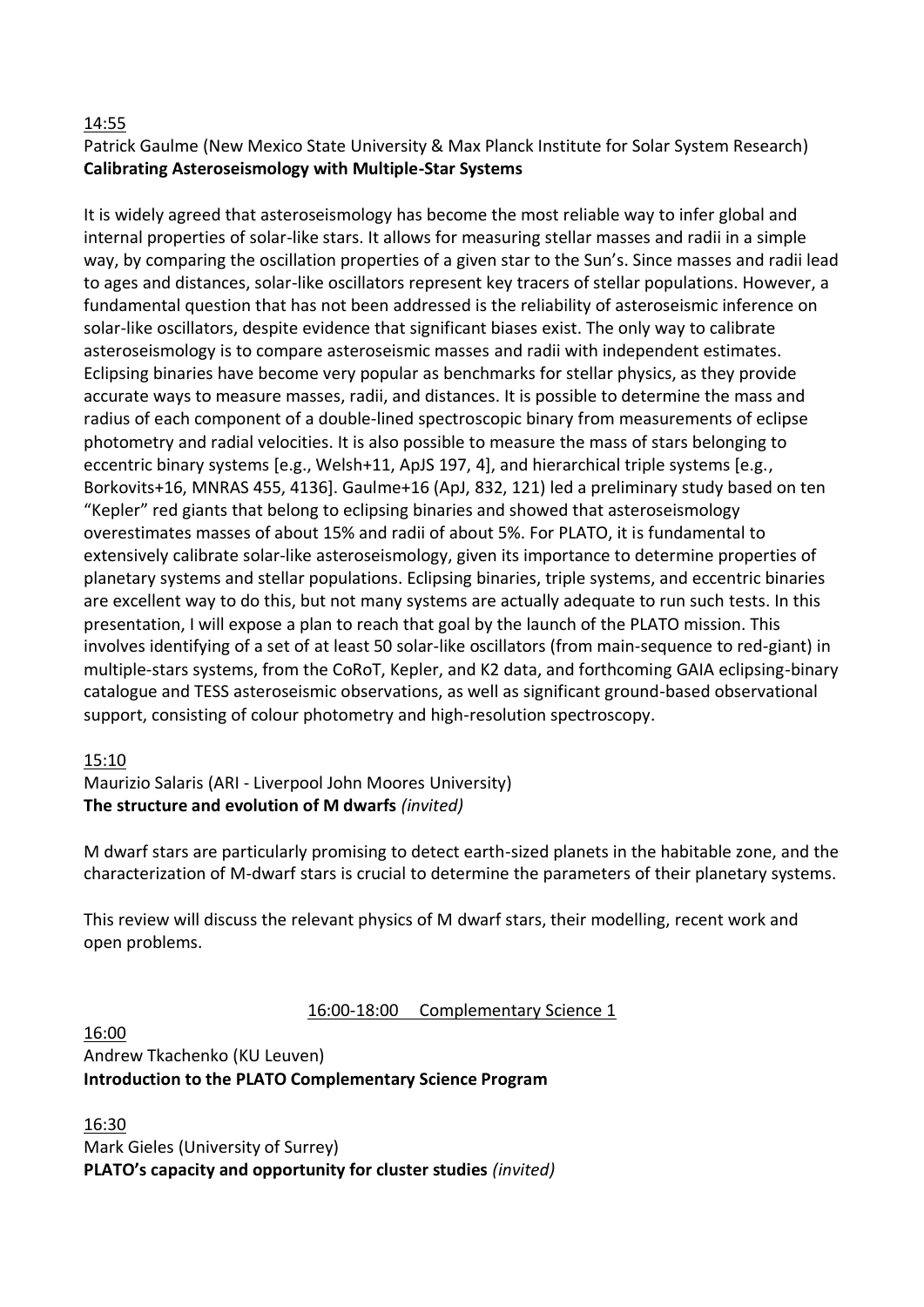14:55

Patrick Gaulme (New Mexico State University & Max Planck Institute for Solar System Research)
**Calibrating Asteroseismology with Multiple-Star Systems**

It is widely agreed that asteroseismology has become the most reliable way to infer global and internal properties of solar-like stars. It allows for measuring stellar masses and radii in a simple way, by comparing the oscillation properties of a given star to the Sun's. Since masses and radii lead to ages and distances, solar-like oscillators represent key tracers of stellar populations. However, a fundamental question that has not been addressed is the reliability of asteroseismic inference on solar-like oscillators, despite evidence that significant biases exist. The only way to calibrate asteroseismology is to compare asteroseismic masses and radii with independent estimates. Eclipsing binaries have become very popular as benchmarks for stellar physics, as they provide accurate ways to measure masses, radii, and distances. It is possible to determine the mass and radius of each component of a double-lined spectroscopic binary from measurements of eclipse photometry and radial velocities. It is also possible to measure the mass of stars belonging to eccentric binary systems [e.g., Welsh+11, ApJS 197, 4], and hierarchical triple systems [e.g., Borkovits+16, MNRAS 455, 4136]. Gaulme+16 (ApJ, 832, 121) led a preliminary study based on ten "Kepler" red giants that belong to eclipsing binaries and showed that asteroseismology overestimates masses of about 15% and radii of about 5%. For PLATO, it is fundamental to extensively calibrate solar-like asteroseismology, given its importance to determine properties of planetary systems and stellar populations. Eclipsing binaries, triple systems, and eccentric binaries are excellent way to do this, but not many systems are actually adequate to run such tests. In this presentation, I will expose a plan to reach that goal by the launch of the PLATO mission. This involves identifying of a set of at least 50 solar-like oscillators (from main-sequence to red-giant) in multiple-stars systems, from the CoRoT, Kepler, and K2 data, and forthcoming GAIA eclipsing-binary catalogue and TESS asteroseismic observations, as well as significant ground-based observational support, consisting of colour photometry and high-resolution spectroscopy.

15:10

Maurizio Salaris (ARI - Liverpool John Moores University)
**The structure and evolution of M dwarfs** *(invited)*

M dwarf stars are particularly promising to detect earth-sized planets in the habitable zone, and the characterization of M-dwarf stars is crucial to determine the parameters of their planetary systems.

This review will discuss the relevant physics of M dwarf stars, their modelling, recent work and open problems.

## 16:00-18:00 Complementary Science 1

16:00

Andrew Tkachenko (KU Leuven)
**Introduction to the PLATO Complementary Science Program**

16:30

Mark Gieles (University of Surrey)
**PLATO's capacity and opportunity for cluster studies** *(invited)*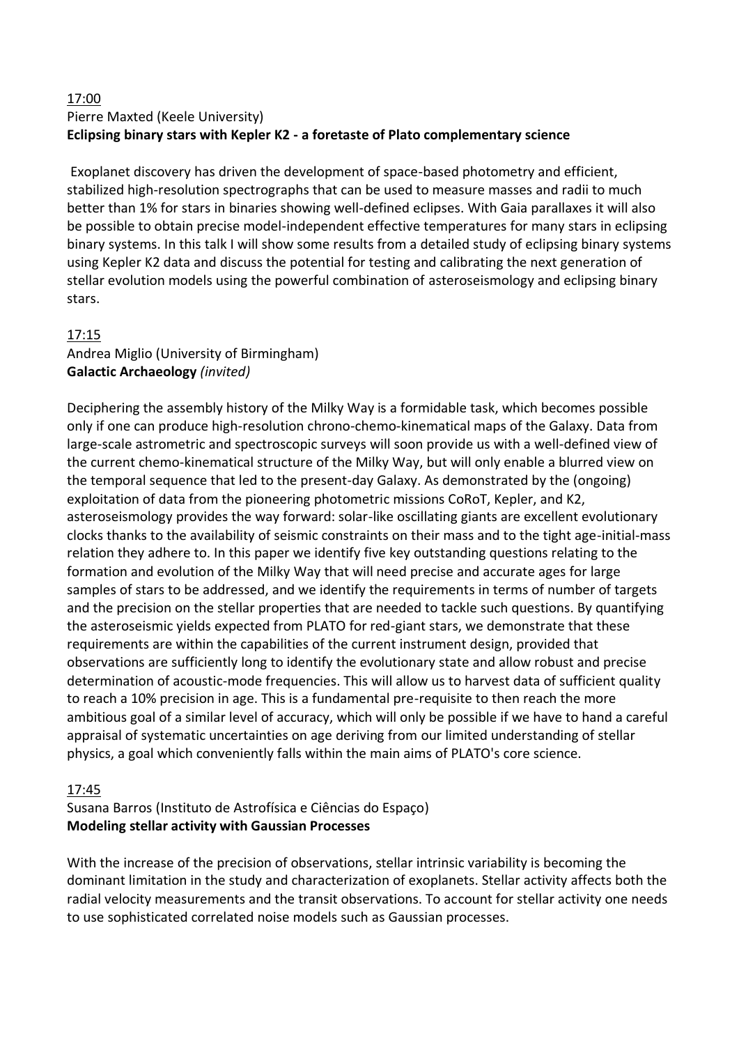17:00

Pierre Maxted (Keele University)

**Eclipsing binary stars with Kepler K2 - a foretaste of Plato complementary science**

Exoplanet discovery has driven the development of space-based photometry and efficient, stabilized high-resolution spectrographs that can be used to measure masses and radii to much better than 1% for stars in binaries showing well-defined eclipses. With Gaia parallaxes it will also be possible to obtain precise model-independent effective temperatures for many stars in eclipsing binary systems. In this talk I will show some results from a detailed study of eclipsing binary systems using Kepler K2 data and discuss the potential for testing and calibrating the next generation of stellar evolution models using the powerful combination of asteroseismology and eclipsing binary stars.

17:15

Andrea Miglio (University of Birmingham)

**Galactic Archaeology** *(invited)*

Deciphering the assembly history of the Milky Way is a formidable task, which becomes possible only if one can produce high-resolution chrono-chemo-kinematical maps of the Galaxy. Data from large-scale astrometric and spectroscopic surveys will soon provide us with a well-defined view of the current chemo-kinematical structure of the Milky Way, but will only enable a blurred view on the temporal sequence that led to the present-day Galaxy. As demonstrated by the (ongoing) exploitation of data from the pioneering photometric missions CoRoT, Kepler, and K2, asteroseismology provides the way forward: solar-like oscillating giants are excellent evolutionary clocks thanks to the availability of seismic constraints on their mass and to the tight age-initial-mass relation they adhere to. In this paper we identify five key outstanding questions relating to the formation and evolution of the Milky Way that will need precise and accurate ages for large samples of stars to be addressed, and we identify the requirements in terms of number of targets and the precision on the stellar properties that are needed to tackle such questions. By quantifying the asteroseismic yields expected from PLATO for red-giant stars, we demonstrate that these requirements are within the capabilities of the current instrument design, provided that observations are sufficiently long to identify the evolutionary state and allow robust and precise determination of acoustic-mode frequencies. This will allow us to harvest data of sufficient quality to reach a 10% precision in age. This is a fundamental pre-requisite to then reach the more ambitious goal of a similar level of accuracy, which will only be possible if we have to hand a careful appraisal of systematic uncertainties on age deriving from our limited understanding of stellar physics, a goal which conveniently falls within the main aims of PLATO's core science.

17:45

Susana Barros (Instituto de Astrofísica e Ciências do Espaço)

**Modeling stellar activity with Gaussian Processes**

With the increase of the precision of observations, stellar intrinsic variability is becoming the dominant limitation in the study and characterization of exoplanets. Stellar activity affects both the radial velocity measurements and the transit observations. To account for stellar activity one needs to use sophisticated correlated noise models such as Gaussian processes.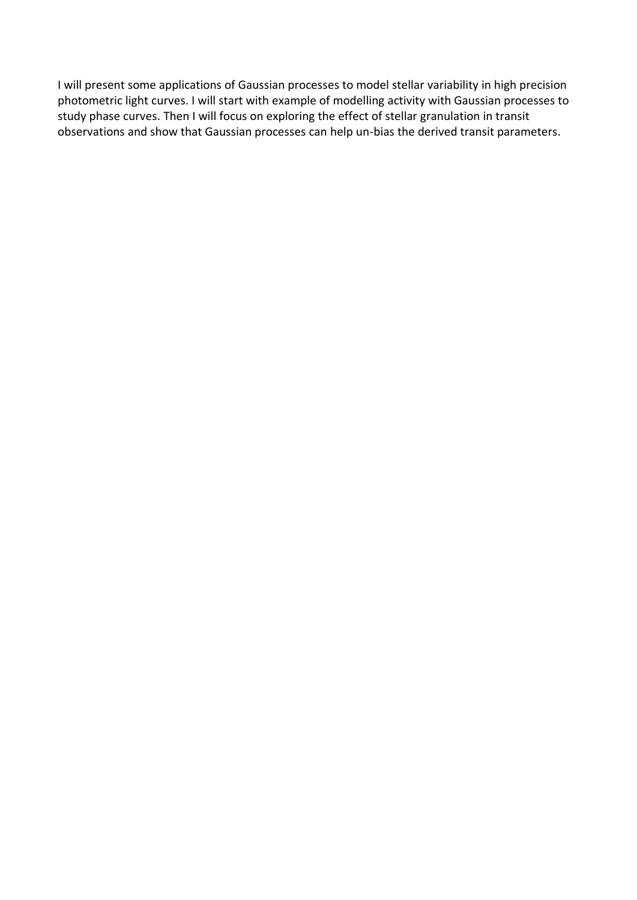I will present some applications of Gaussian processes to model stellar variability in high precision photometric light curves. I will start with example of modelling activity with Gaussian processes to study phase curves. Then I will focus on exploring the effect of stellar granulation in transit observations and show that Gaussian processes can help un-bias the derived transit parameters.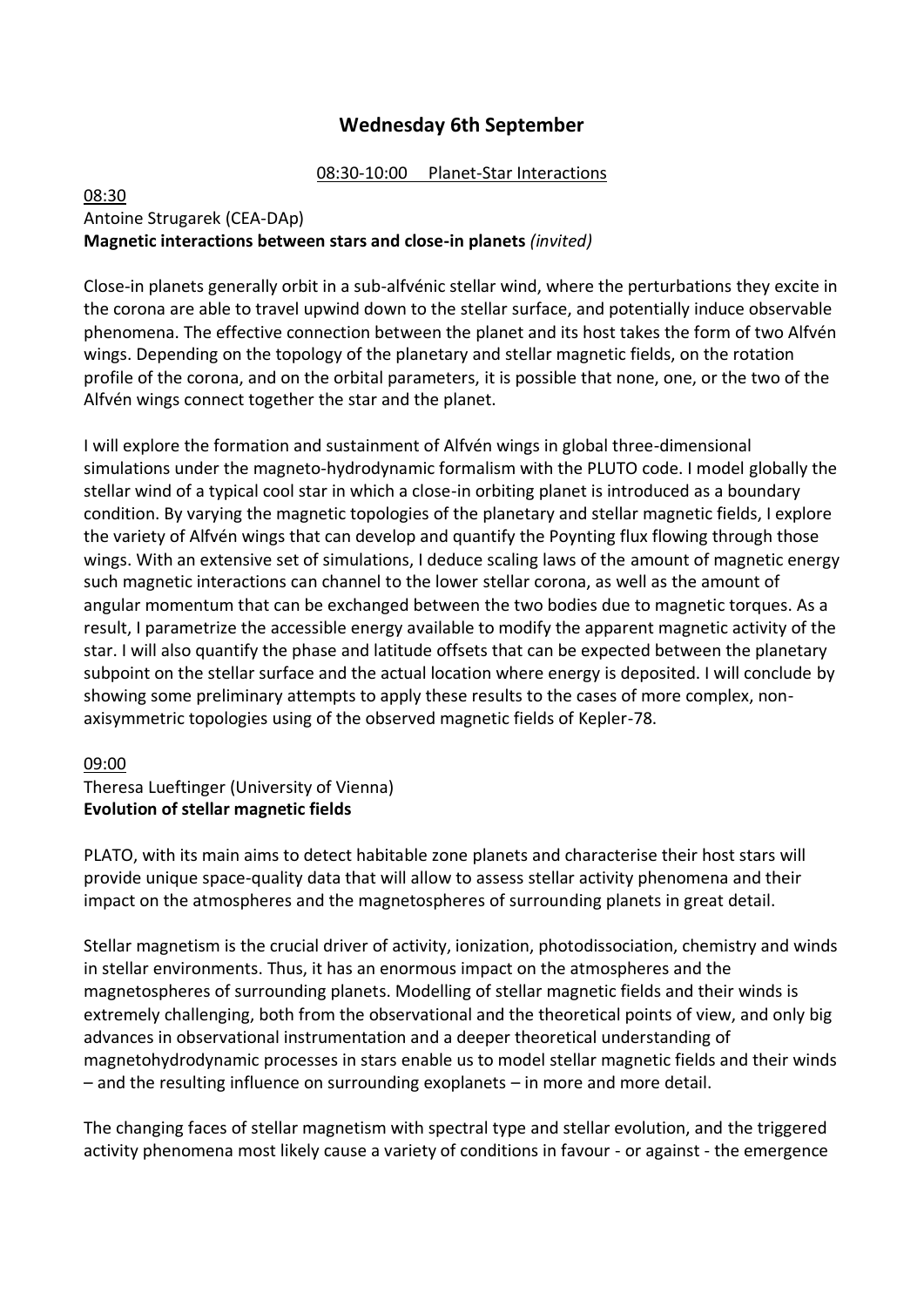## Wednesday 6th September

08:30-10:00 Planet-Star Interactions

08:30
Antoine Strugarek (CEA-DAp)
**Magnetic interactions between stars and close-in planets** *(invited)*

Close-in planets generally orbit in a sub-alfvénic stellar wind, where the perturbations they excite in the corona are able to travel upwind down to the stellar surface, and potentially induce observable phenomena. The effective connection between the planet and its host takes the form of two Alfvén wings. Depending on the topology of the planetary and stellar magnetic fields, on the rotation profile of the corona, and on the orbital parameters, it is possible that none, one, or the two of the Alfvén wings connect together the star and the planet.

I will explore the formation and sustainment of Alfvén wings in global three-dimensional simulations under the magneto-hydrodynamic formalism with the PLUTO code. I model globally the stellar wind of a typical cool star in which a close-in orbiting planet is introduced as a boundary condition. By varying the magnetic topologies of the planetary and stellar magnetic fields, I explore the variety of Alfvén wings that can develop and quantify the Poynting flux flowing through those wings. With an extensive set of simulations, I deduce scaling laws of the amount of magnetic energy such magnetic interactions can channel to the lower stellar corona, as well as the amount of angular momentum that can be exchanged between the two bodies due to magnetic torques. As a result, I parametrize the accessible energy available to modify the apparent magnetic activity of the star. I will also quantify the phase and latitude offsets that can be expected between the planetary subpoint on the stellar surface and the actual location where energy is deposited. I will conclude by showing some preliminary attempts to apply these results to the cases of more complex, non-axisymmetric topologies using of the observed magnetic fields of Kepler-78.

09:00
Theresa Lueftinger (University of Vienna)
**Evolution of stellar magnetic fields**

PLATO, with its main aims to detect habitable zone planets and characterise their host stars will provide unique space-quality data that will allow to assess stellar activity phenomena and their impact on the atmospheres and the magnetospheres of surrounding planets in great detail.

Stellar magnetism is the crucial driver of activity, ionization, photodissociation, chemistry and winds in stellar environments. Thus, it has an enormous impact on the atmospheres and the magnetospheres of surrounding planets. Modelling of stellar magnetic fields and their winds is extremely challenging, both from the observational and the theoretical points of view, and only big advances in observational instrumentation and a deeper theoretical understanding of magnetohydrodynamic processes in stars enable us to model stellar magnetic fields and their winds – and the resulting influence on surrounding exoplanets – in more and more detail.

The changing faces of stellar magnetism with spectral type and stellar evolution, and the triggered activity phenomena most likely cause a variety of conditions in favour - or against - the emergence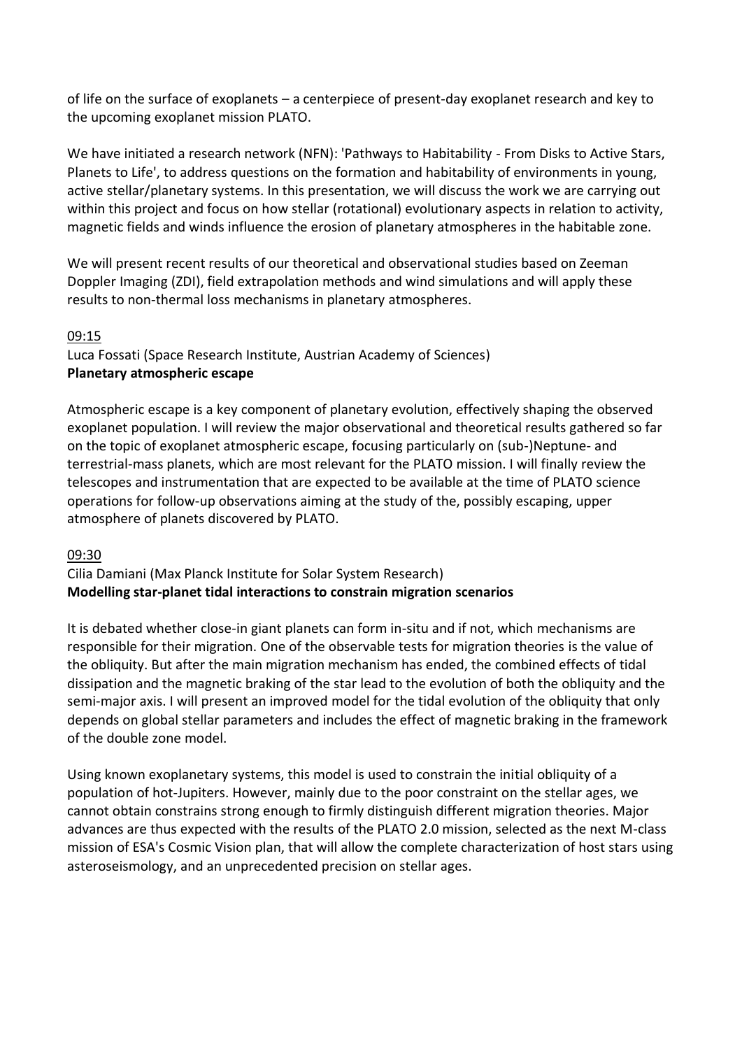of life on the surface of exoplanets – a centerpiece of present-day exoplanet research and key to the upcoming exoplanet mission PLATO.

We have initiated a research network (NFN): 'Pathways to Habitability - From Disks to Active Stars, Planets to Life', to address questions on the formation and habitability of environments in young, active stellar/planetary systems. In this presentation, we will discuss the work we are carrying out within this project and focus on how stellar (rotational) evolutionary aspects in relation to activity, magnetic fields and winds influence the erosion of planetary atmospheres in the habitable zone.

We will present recent results of our theoretical and observational studies based on Zeeman Doppler Imaging (ZDI), field extrapolation methods and wind simulations and will apply these results to non-thermal loss mechanisms in planetary atmospheres.

09:15

Luca Fossati (Space Research Institute, Austrian Academy of Sciences)
**Planetary atmospheric escape**

Atmospheric escape is a key component of planetary evolution, effectively shaping the observed exoplanet population. I will review the major observational and theoretical results gathered so far on the topic of exoplanet atmospheric escape, focusing particularly on (sub-)Neptune- and terrestrial-mass planets, which are most relevant for the PLATO mission. I will finally review the telescopes and instrumentation that are expected to be available at the time of PLATO science operations for follow-up observations aiming at the study of the, possibly escaping, upper atmosphere of planets discovered by PLATO.

09:30

Cilia Damiani (Max Planck Institute for Solar System Research)
**Modelling star-planet tidal interactions to constrain migration scenarios**

It is debated whether close-in giant planets can form in-situ and if not, which mechanisms are responsible for their migration. One of the observable tests for migration theories is the value of the obliquity. But after the main migration mechanism has ended, the combined effects of tidal dissipation and the magnetic braking of the star lead to the evolution of both the obliquity and the semi-major axis. I will present an improved model for the tidal evolution of the obliquity that only depends on global stellar parameters and includes the effect of magnetic braking in the framework of the double zone model.

Using known exoplanetary systems, this model is used to constrain the initial obliquity of a population of hot-Jupiters. However, mainly due to the poor constraint on the stellar ages, we cannot obtain constrains strong enough to firmly distinguish different migration theories. Major advances are thus expected with the results of the PLATO 2.0 mission, selected as the next M-class mission of ESA's Cosmic Vision plan, that will allow the complete characterization of host stars using asteroseismology, and an unprecedented precision on stellar ages.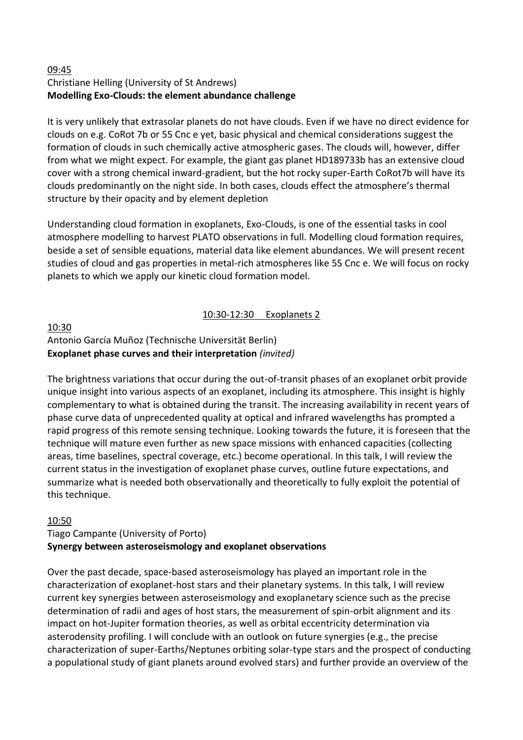09:45

Christiane Helling (University of St Andrews)

**Modelling Exo-Clouds: the element abundance challenge**

It is very unlikely that extrasolar planets do not have clouds. Even if we have no direct evidence for clouds on e.g. CoRot 7b or 55 Cnc e yet, basic physical and chemical considerations suggest the formation of clouds in such chemically active atmospheric gases. The clouds will, however, differ from what we might expect. For example, the giant gas planet HD189733b has an extensive cloud cover with a strong chemical inward-gradient, but the hot rocky super-Earth CoRot7b will have its clouds predominantly on the night side. In both cases, clouds effect the atmosphere's thermal structure by their opacity and by element depletion

Understanding cloud formation in exoplanets, Exo-Clouds, is one of the essential tasks in cool atmosphere modelling to harvest PLATO observations in full. Modelling cloud formation requires, beside a set of sensible equations, material data like element abundances. We will present recent studies of cloud and gas properties in metal-rich atmospheres like 55 Cnc e. We will focus on rocky planets to which we apply our kinetic cloud formation model.

## 10:30-12:30 Exoplanets 2

10:30

Antonio García Muñoz (Technische Universität Berlin)

**Exoplanet phase curves and their interpretation** *(invited)*

The brightness variations that occur during the out-of-transit phases of an exoplanet orbit provide unique insight into various aspects of an exoplanet, including its atmosphere. This insight is highly complementary to what is obtained during the transit. The increasing availability in recent years of phase curve data of unprecedented quality at optical and infrared wavelengths has prompted a rapid progress of this remote sensing technique. Looking towards the future, it is foreseen that the technique will mature even further as new space missions with enhanced capacities (collecting areas, time baselines, spectral coverage, etc.) become operational. In this talk, I will review the current status in the investigation of exoplanet phase curves, outline future expectations, and summarize what is needed both observationally and theoretically to fully exploit the potential of this technique.

10:50

Tiago Campante (University of Porto)

**Synergy between asteroseismology and exoplanet observations**

Over the past decade, space-based asteroseismology has played an important role in the characterization of exoplanet-host stars and their planetary systems. In this talk, I will review current key synergies between asteroseismology and exoplanetary science such as the precise determination of radii and ages of host stars, the measurement of spin-orbit alignment and its impact on hot-Jupiter formation theories, as well as orbital eccentricity determination via asterodensity profiling. I will conclude with an outlook on future synergies (e.g., the precise characterization of super-Earths/Neptunes orbiting solar-type stars and the prospect of conducting a populational study of giant planets around evolved stars) and further provide an overview of the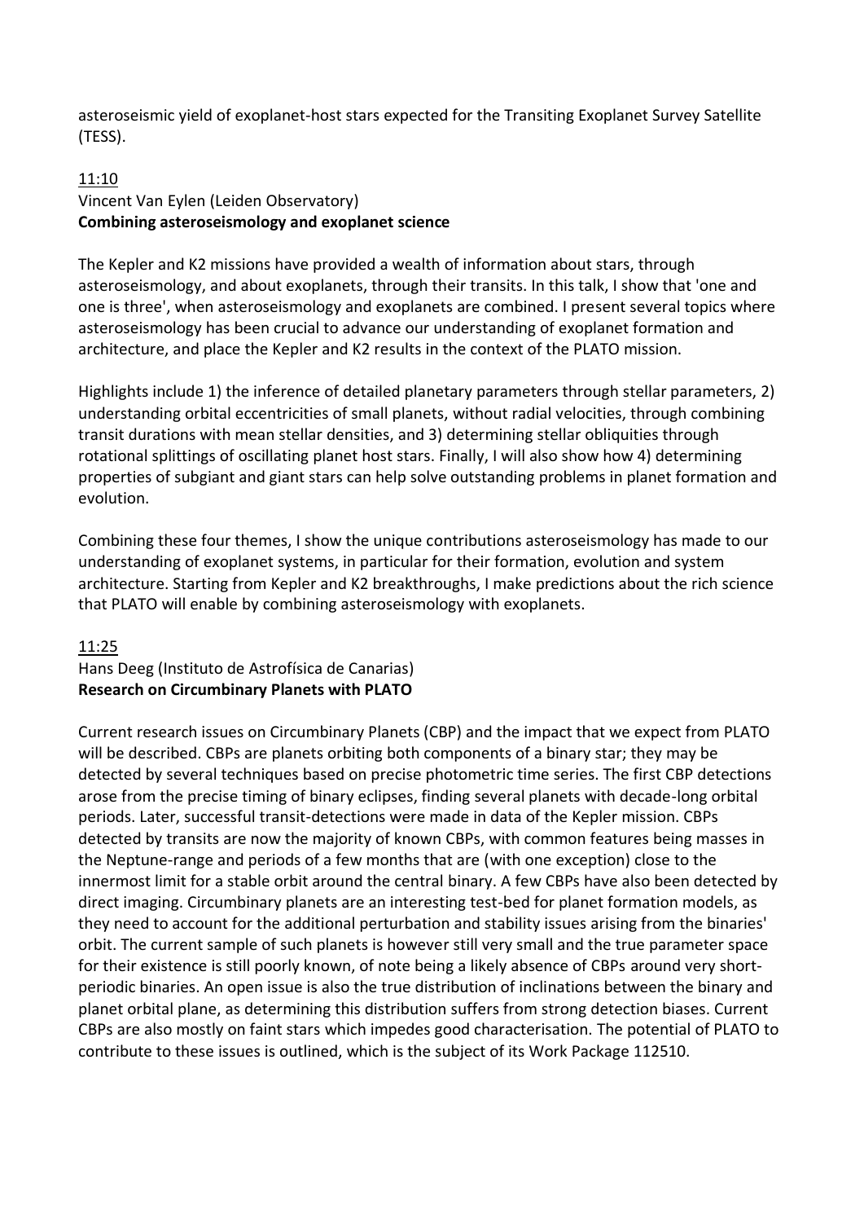asteroseismic yield of exoplanet-host stars expected for the Transiting Exoplanet Survey Satellite (TESS).

11:10

Vincent Van Eylen (Leiden Observatory)

**Combining asteroseismology and exoplanet science**

The Kepler and K2 missions have provided a wealth of information about stars, through asteroseismology, and about exoplanets, through their transits. In this talk, I show that 'one and one is three', when asteroseismology and exoplanets are combined. I present several topics where asteroseismology has been crucial to advance our understanding of exoplanet formation and architecture, and place the Kepler and K2 results in the context of the PLATO mission.

Highlights include 1) the inference of detailed planetary parameters through stellar parameters, 2) understanding orbital eccentricities of small planets, without radial velocities, through combining transit durations with mean stellar densities, and 3) determining stellar obliquities through rotational splittings of oscillating planet host stars. Finally, I will also show how 4) determining properties of subgiant and giant stars can help solve outstanding problems in planet formation and evolution.

Combining these four themes, I show the unique contributions asteroseismology has made to our understanding of exoplanet systems, in particular for their formation, evolution and system architecture. Starting from Kepler and K2 breakthroughs, I make predictions about the rich science that PLATO will enable by combining asteroseismology with exoplanets.

11:25

Hans Deeg (Instituto de Astrofísica de Canarias)

**Research on Circumbinary Planets with PLATO**

Current research issues on Circumbinary Planets (CBP) and the impact that we expect from PLATO will be described. CBPs are planets orbiting both components of a binary star; they may be detected by several techniques based on precise photometric time series. The first CBP detections arose from the precise timing of binary eclipses, finding several planets with decade-long orbital periods. Later, successful transit-detections were made in data of the Kepler mission. CBPs detected by transits are now the majority of known CBPs, with common features being masses in the Neptune-range and periods of a few months that are (with one exception) close to the innermost limit for a stable orbit around the central binary. A few CBPs have also been detected by direct imaging. Circumbinary planets are an interesting test-bed for planet formation models, as they need to account for the additional perturbation and stability issues arising from the binaries' orbit. The current sample of such planets is however still very small and the true parameter space for their existence is still poorly known, of note being a likely absence of CBPs around very short-periodic binaries. An open issue is also the true distribution of inclinations between the binary and planet orbital plane, as determining this distribution suffers from strong detection biases. Current CBPs are also mostly on faint stars which impedes good characterisation. The potential of PLATO to contribute to these issues is outlined, which is the subject of its Work Package 112510.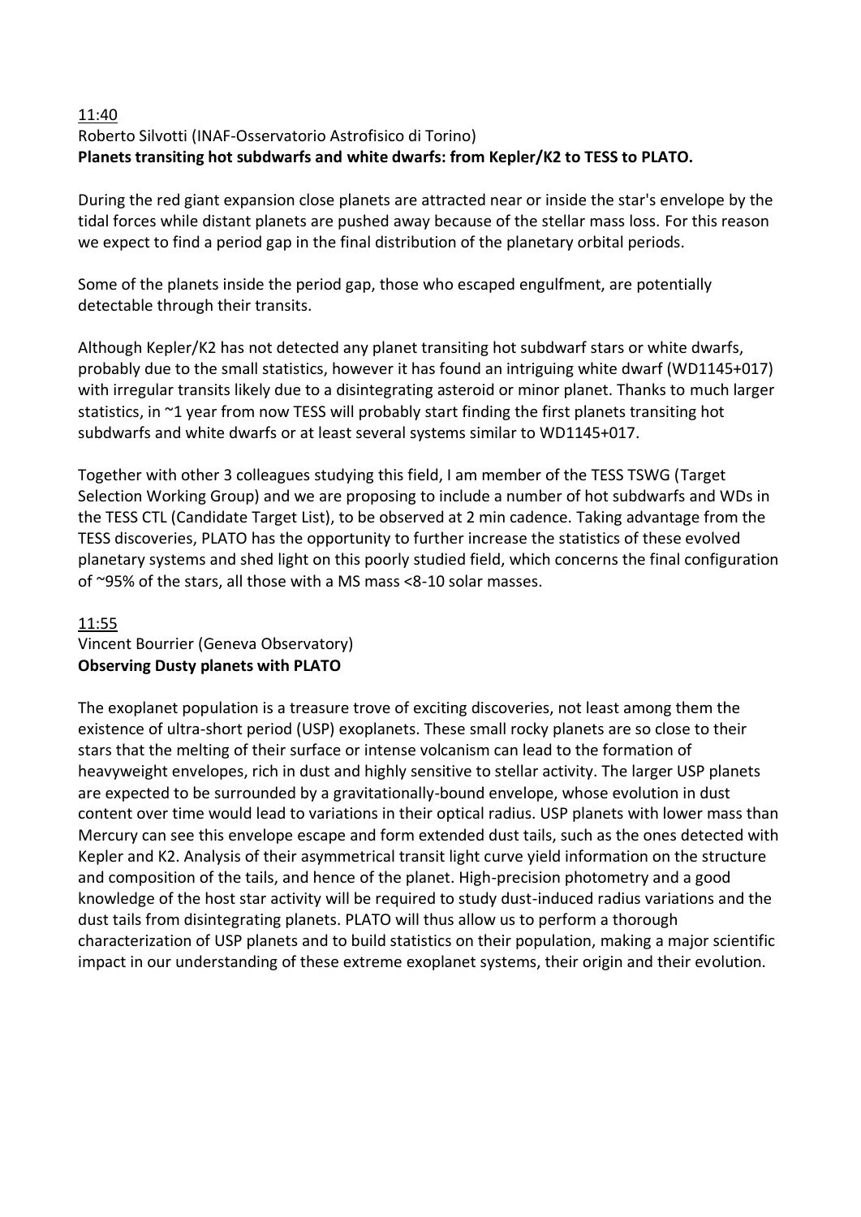11:40

Roberto Silvotti (INAF-Osservatorio Astrofisico di Torino)

**Planets transiting hot subdwarfs and white dwarfs: from Kepler/K2 to TESS to PLATO.**

During the red giant expansion close planets are attracted near or inside the star's envelope by the tidal forces while distant planets are pushed away because of the stellar mass loss. For this reason we expect to find a period gap in the final distribution of the planetary orbital periods.

Some of the planets inside the period gap, those who escaped engulfment, are potentially detectable through their transits.

Although Kepler/K2 has not detected any planet transiting hot subdwarf stars or white dwarfs, probably due to the small statistics, however it has found an intriguing white dwarf (WD1145+017) with irregular transits likely due to a disintegrating asteroid or minor planet. Thanks to much larger statistics, in ~1 year from now TESS will probably start finding the first planets transiting hot subdwarfs and white dwarfs or at least several systems similar to WD1145+017.

Together with other 3 colleagues studying this field, I am member of the TESS TSWG (Target Selection Working Group) and we are proposing to include a number of hot subdwarfs and WDs in the TESS CTL (Candidate Target List), to be observed at 2 min cadence. Taking advantage from the TESS discoveries, PLATO has the opportunity to further increase the statistics of these evolved planetary systems and shed light on this poorly studied field, which concerns the final configuration of ~95% of the stars, all those with a MS mass <8-10 solar masses.

11:55

Vincent Bourrier (Geneva Observatory)

**Observing Dusty planets with PLATO**

The exoplanet population is a treasure trove of exciting discoveries, not least among them the existence of ultra-short period (USP) exoplanets. These small rocky planets are so close to their stars that the melting of their surface or intense volcanism can lead to the formation of heavyweight envelopes, rich in dust and highly sensitive to stellar activity. The larger USP planets are expected to be surrounded by a gravitationally-bound envelope, whose evolution in dust content over time would lead to variations in their optical radius. USP planets with lower mass than Mercury can see this envelope escape and form extended dust tails, such as the ones detected with Kepler and K2. Analysis of their asymmetrical transit light curve yield information on the structure and composition of the tails, and hence of the planet. High-precision photometry and a good knowledge of the host star activity will be required to study dust-induced radius variations and the dust tails from disintegrating planets. PLATO will thus allow us to perform a thorough characterization of USP planets and to build statistics on their population, making a major scientific impact in our understanding of these extreme exoplanet systems, their origin and their evolution.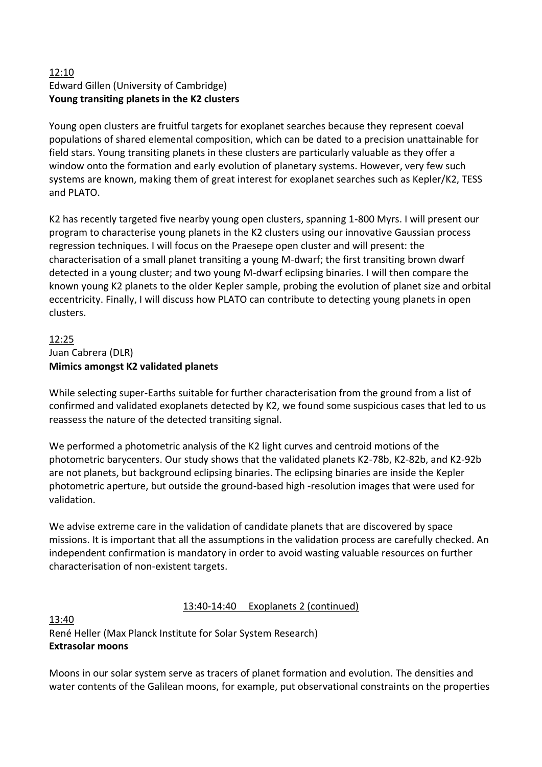12:10

Edward Gillen (University of Cambridge)

**Young transiting planets in the K2 clusters**

Young open clusters are fruitful targets for exoplanet searches because they represent coeval populations of shared elemental composition, which can be dated to a precision unattainable for field stars. Young transiting planets in these clusters are particularly valuable as they offer a window onto the formation and early evolution of planetary systems. However, very few such systems are known, making them of great interest for exoplanet searches such as Kepler/K2, TESS and PLATO.

K2 has recently targeted five nearby young open clusters, spanning 1-800 Myrs. I will present our program to characterise young planets in the K2 clusters using our innovative Gaussian process regression techniques. I will focus on the Praesepe open cluster and will present: the characterisation of a small planet transiting a young M-dwarf; the first transiting brown dwarf detected in a young cluster; and two young M-dwarf eclipsing binaries. I will then compare the known young K2 planets to the older Kepler sample, probing the evolution of planet size and orbital eccentricity. Finally, I will discuss how PLATO can contribute to detecting young planets in open clusters.

12:25

Juan Cabrera (DLR)

**Mimics amongst K2 validated planets**

While selecting super-Earths suitable for further characterisation from the ground from a list of confirmed and validated exoplanets detected by K2, we found some suspicious cases that led to us reassess the nature of the detected transiting signal.

We performed a photometric analysis of the K2 light curves and centroid motions of the photometric barycenters. Our study shows that the validated planets K2-78b, K2-82b, and K2-92b are not planets, but background eclipsing binaries. The eclipsing binaries are inside the Kepler photometric aperture, but outside the ground-based high -resolution images that were used for validation.

We advise extreme care in the validation of candidate planets that are discovered by space missions. It is important that all the assumptions in the validation process are carefully checked. An independent confirmation is mandatory in order to avoid wasting valuable resources on further characterisation of non-existent targets.

13:40-14:40 Exoplanets 2 (continued)

13:40

René Heller (Max Planck Institute for Solar System Research)

**Extrasolar moons**

Moons in our solar system serve as tracers of planet formation and evolution. The densities and water contents of the Galilean moons, for example, put observational constraints on the properties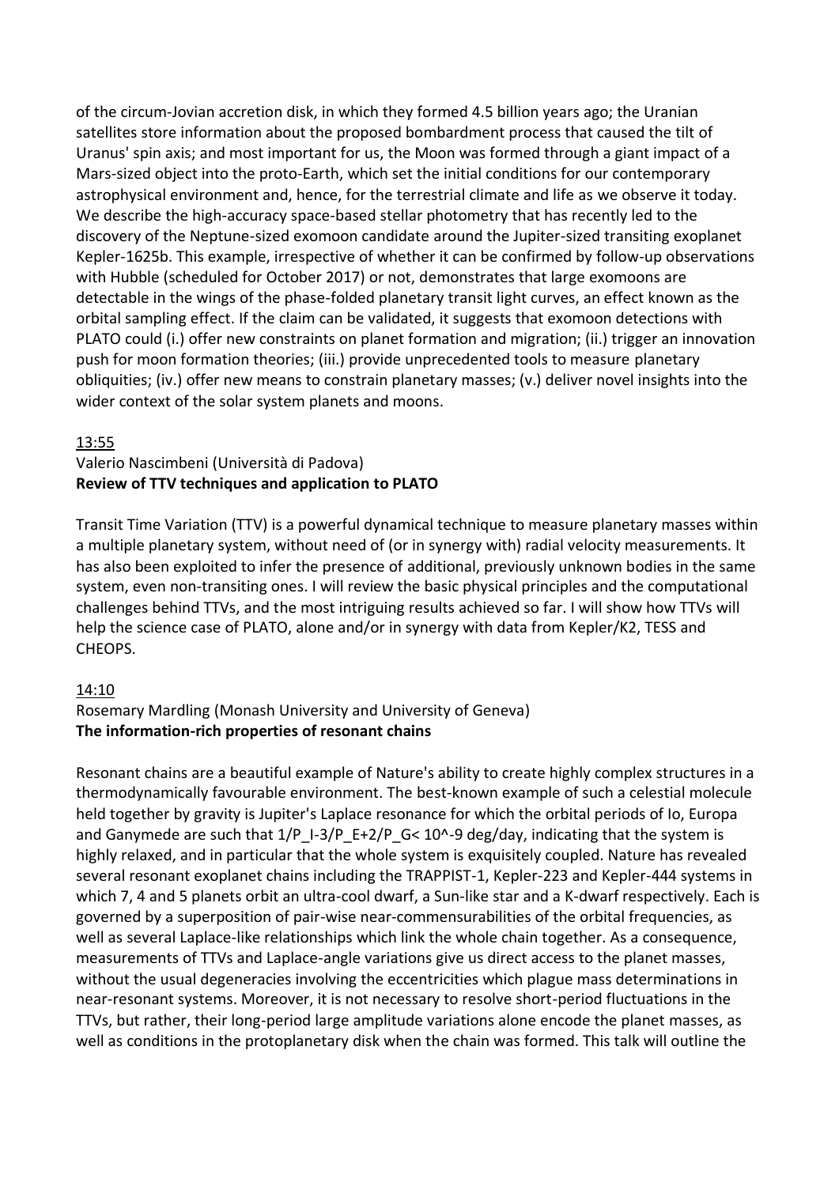of the circum-Jovian accretion disk, in which they formed 4.5 billion years ago; the Uranian satellites store information about the proposed bombardment process that caused the tilt of Uranus' spin axis; and most important for us, the Moon was formed through a giant impact of a Mars-sized object into the proto-Earth, which set the initial conditions for our contemporary astrophysical environment and, hence, for the terrestrial climate and life as we observe it today. We describe the high-accuracy space-based stellar photometry that has recently led to the discovery of the Neptune-sized exomoon candidate around the Jupiter-sized transiting exoplanet Kepler-1625b. This example, irrespective of whether it can be confirmed by follow-up observations with Hubble (scheduled for October 2017) or not, demonstrates that large exomoons are detectable in the wings of the phase-folded planetary transit light curves, an effect known as the orbital sampling effect. If the claim can be validated, it suggests that exomoon detections with PLATO could (i.) offer new constraints on planet formation and migration; (ii.) trigger an innovation push for moon formation theories; (iii.) provide unprecedented tools to measure planetary obliquities; (iv.) offer new means to constrain planetary masses; (v.) deliver novel insights into the wider context of the solar system planets and moons.

13:55

Valerio Nascimbeni (Università di Padova)
**Review of TTV techniques and application to PLATO**

Transit Time Variation (TTV) is a powerful dynamical technique to measure planetary masses within a multiple planetary system, without need of (or in synergy with) radial velocity measurements. It has also been exploited to infer the presence of additional, previously unknown bodies in the same system, even non-transiting ones. I will review the basic physical principles and the computational challenges behind TTVs, and the most intriguing results achieved so far. I will show how TTVs will help the science case of PLATO, alone and/or in synergy with data from Kepler/K2, TESS and CHEOPS.

14:10

Rosemary Mardling (Monash University and University of Geneva)
**The information-rich properties of resonant chains**

Resonant chains are a beautiful example of Nature's ability to create highly complex structures in a thermodynamically favourable environment. The best-known example of such a celestial molecule held together by gravity is Jupiter's Laplace resonance for which the orbital periods of Io, Europa and Ganymede are such that $1/P_I - 3/P_E + 2/P_G < 10^{-9}$ deg/day, indicating that the system is highly relaxed, and in particular that the whole system is exquisitely coupled. Nature has revealed several resonant exoplanet chains including the TRAPPIST-1, Kepler-223 and Kepler-444 systems in which 7, 4 and 5 planets orbit an ultra-cool dwarf, a Sun-like star and a K-dwarf respectively. Each is governed by a superposition of pair-wise near-commensurabilities of the orbital frequencies, as well as several Laplace-like relationships which link the whole chain together. As a consequence, measurements of TTVs and Laplace-angle variations give us direct access to the planet masses, without the usual degeneracies involving the eccentricities which plague mass determinations in near-resonant systems. Moreover, it is not necessary to resolve short-period fluctuations in the TTVs, but rather, their long-period large amplitude variations alone encode the planet masses, as well as conditions in the protoplanetary disk when the chain was formed. This talk will outline the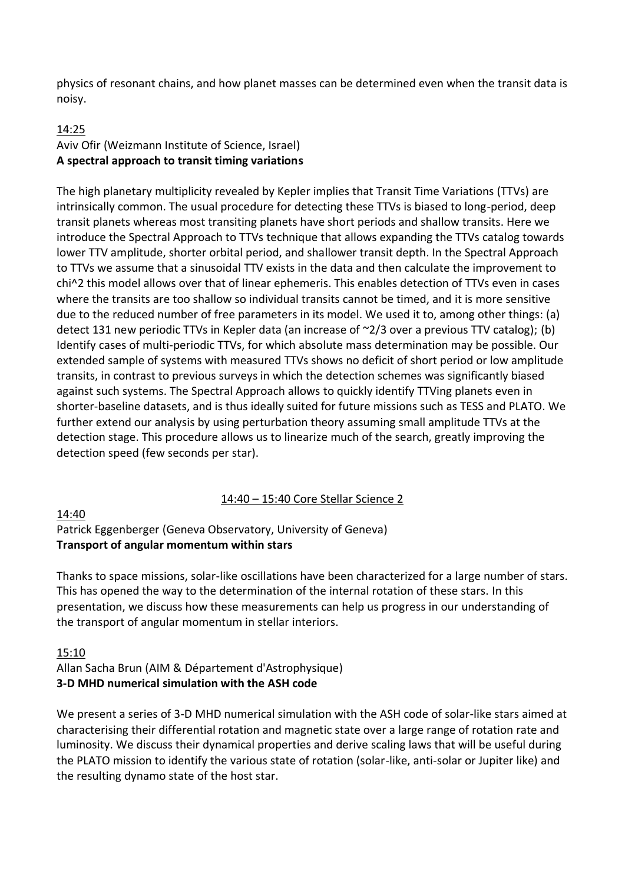physics of resonant chains, and how planet masses can be determined even when the transit data is noisy.

14:25

Aviv Ofir (Weizmann Institute of Science, Israel)

**A spectral approach to transit timing variations**

The high planetary multiplicity revealed by Kepler implies that Transit Time Variations (TTVs) are intrinsically common. The usual procedure for detecting these TTVs is biased to long-period, deep transit planets whereas most transiting planets have short periods and shallow transits. Here we introduce the Spectral Approach to TTVs technique that allows expanding the TTVs catalog towards lower TTV amplitude, shorter orbital period, and shallower transit depth. In the Spectral Approach to TTVs we assume that a sinusoidal TTV exists in the data and then calculate the improvement to chi^2 this model allows over that of linear ephemeris. This enables detection of TTVs even in cases where the transits are too shallow so individual transits cannot be timed, and it is more sensitive due to the reduced number of free parameters in its model. We used it to, among other things: (a) detect 131 new periodic TTVs in Kepler data (an increase of ~2/3 over a previous TTV catalog); (b) Identify cases of multi-periodic TTVs, for which absolute mass determination may be possible. Our extended sample of systems with measured TTVs shows no deficit of short period or low amplitude transits, in contrast to previous surveys in which the detection schemes was significantly biased against such systems. The Spectral Approach allows to quickly identify TTVing planets even in shorter-baseline datasets, and is thus ideally suited for future missions such as TESS and PLATO. We further extend our analysis by using perturbation theory assuming small amplitude TTVs at the detection stage. This procedure allows us to linearize much of the search, greatly improving the detection speed (few seconds per star).

## 14:40 – 15:40 Core Stellar Science 2

14:40

Patrick Eggenberger (Geneva Observatory, University of Geneva)

**Transport of angular momentum within stars**

Thanks to space missions, solar-like oscillations have been characterized for a large number of stars. This has opened the way to the determination of the internal rotation of these stars. In this presentation, we discuss how these measurements can help us progress in our understanding of the transport of angular momentum in stellar interiors.

15:10

Allan Sacha Brun (AIM & Département d'Astrophysique)

**3-D MHD numerical simulation with the ASH code**

We present a series of 3-D MHD numerical simulation with the ASH code of solar-like stars aimed at characterising their differential rotation and magnetic state over a large range of rotation rate and luminosity. We discuss their dynamical properties and derive scaling laws that will be useful during the PLATO mission to identify the various state of rotation (solar-like, anti-solar or Jupiter like) and the resulting dynamo state of the host star.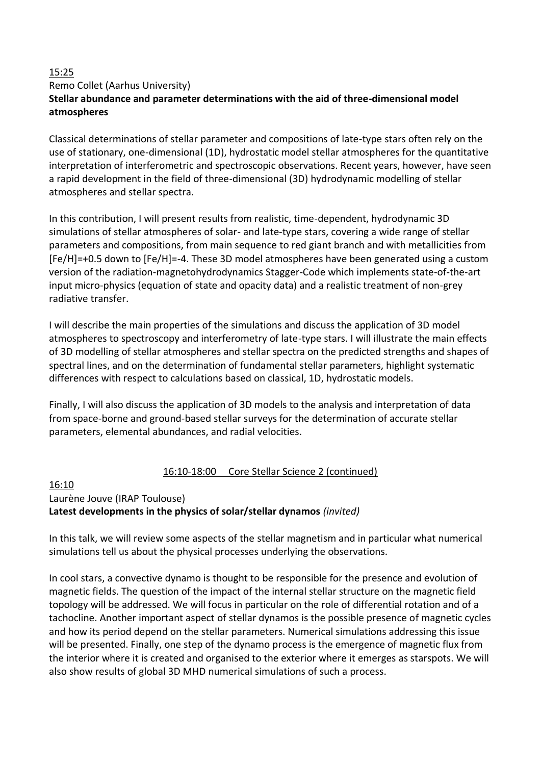15:25

Remo Collet (Aarhus University)

**Stellar abundance and parameter determinations with the aid of three-dimensional model atmospheres**

Classical determinations of stellar parameter and compositions of late-type stars often rely on the use of stationary, one-dimensional (1D), hydrostatic model stellar atmospheres for the quantitative interpretation of interferometric and spectroscopic observations. Recent years, however, have seen a rapid development in the field of three-dimensional (3D) hydrodynamic modelling of stellar atmospheres and stellar spectra.

In this contribution, I will present results from realistic, time-dependent, hydrodynamic 3D simulations of stellar atmospheres of solar- and late-type stars, covering a wide range of stellar parameters and compositions, from main sequence to red giant branch and with metallicities from [Fe/H]=+0.5 down to [Fe/H]=-4. These 3D model atmospheres have been generated using a custom version of the radiation-magnetohydrodynamics Stagger-Code which implements state-of-the-art input micro-physics (equation of state and opacity data) and a realistic treatment of non-grey radiative transfer.

I will describe the main properties of the simulations and discuss the application of 3D model atmospheres to spectroscopy and interferometry of late-type stars. I will illustrate the main effects of 3D modelling of stellar atmospheres and stellar spectra on the predicted strengths and shapes of spectral lines, and on the determination of fundamental stellar parameters, highlight systematic differences with respect to calculations based on classical, 1D, hydrostatic models.

Finally, I will also discuss the application of 3D models to the analysis and interpretation of data from space-borne and ground-based stellar surveys for the determination of accurate stellar parameters, elemental abundances, and radial velocities.

16:10-18:00 Core Stellar Science 2 (continued)

16:10

Laurène Jouve (IRAP Toulouse)

**Latest developments in the physics of solar/stellar dynamos** *(invited)*

In this talk, we will review some aspects of the stellar magnetism and in particular what numerical simulations tell us about the physical processes underlying the observations.

In cool stars, a convective dynamo is thought to be responsible for the presence and evolution of magnetic fields. The question of the impact of the internal stellar structure on the magnetic field topology will be addressed. We will focus in particular on the role of differential rotation and of a tachocline. Another important aspect of stellar dynamos is the possible presence of magnetic cycles and how its period depend on the stellar parameters. Numerical simulations addressing this issue will be presented. Finally, one step of the dynamo process is the emergence of magnetic flux from the interior where it is created and organised to the exterior where it emerges as starspots. We will also show results of global 3D MHD numerical simulations of such a process.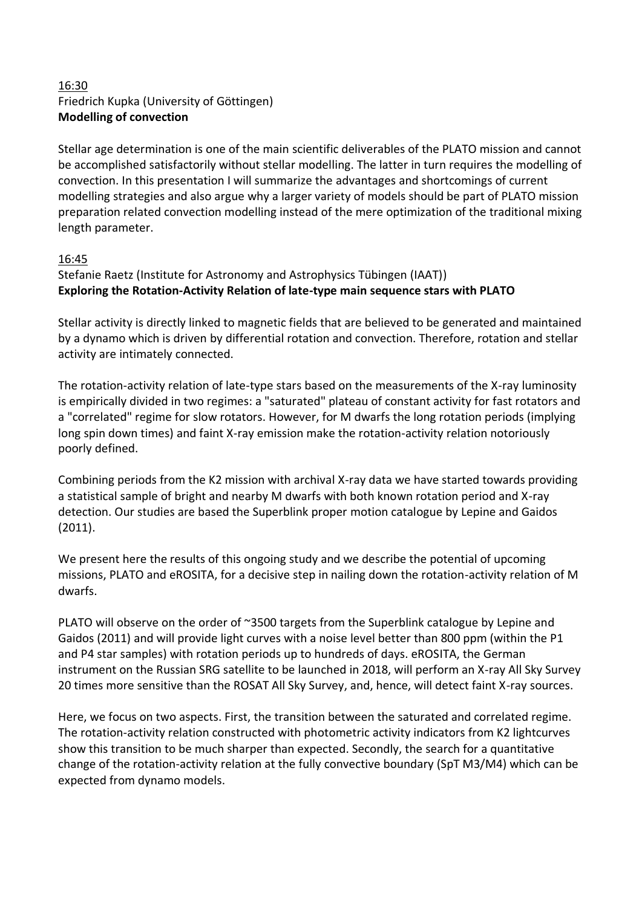16:30
Friedrich Kupka (University of Göttingen)
**Modelling of convection**

Stellar age determination is one of the main scientific deliverables of the PLATO mission and cannot be accomplished satisfactorily without stellar modelling. The latter in turn requires the modelling of convection. In this presentation I will summarize the advantages and shortcomings of current modelling strategies and also argue why a larger variety of models should be part of PLATO mission preparation related convection modelling instead of the mere optimization of the traditional mixing length parameter.

16:45
Stefanie Raetz (Institute for Astronomy and Astrophysics Tübingen (IAAT))
**Exploring the Rotation-Activity Relation of late-type main sequence stars with PLATO**

Stellar activity is directly linked to magnetic fields that are believed to be generated and maintained by a dynamo which is driven by differential rotation and convection. Therefore, rotation and stellar activity are intimately connected.

The rotation-activity relation of late-type stars based on the measurements of the X-ray luminosity is empirically divided in two regimes: a "saturated" plateau of constant activity for fast rotators and a "correlated" regime for slow rotators. However, for M dwarfs the long rotation periods (implying long spin down times) and faint X-ray emission make the rotation-activity relation notoriously poorly defined.

Combining periods from the K2 mission with archival X-ray data we have started towards providing a statistical sample of bright and nearby M dwarfs with both known rotation period and X-ray detection. Our studies are based the Superblink proper motion catalogue by Lepine and Gaidos (2011).

We present here the results of this ongoing study and we describe the potential of upcoming missions, PLATO and eROSITA, for a decisive step in nailing down the rotation-activity relation of M dwarfs.

PLATO will observe on the order of ~3500 targets from the Superblink catalogue by Lepine and Gaidos (2011) and will provide light curves with a noise level better than 800 ppm (within the P1 and P4 star samples) with rotation periods up to hundreds of days. eROSITA, the German instrument on the Russian SRG satellite to be launched in 2018, will perform an X-ray All Sky Survey 20 times more sensitive than the ROSAT All Sky Survey, and, hence, will detect faint X-ray sources.

Here, we focus on two aspects. First, the transition between the saturated and correlated regime. The rotation-activity relation constructed with photometric activity indicators from K2 lightcurves show this transition to be much sharper than expected. Secondly, the search for a quantitative change of the rotation-activity relation at the fully convective boundary (SpT M3/M4) which can be expected from dynamo models.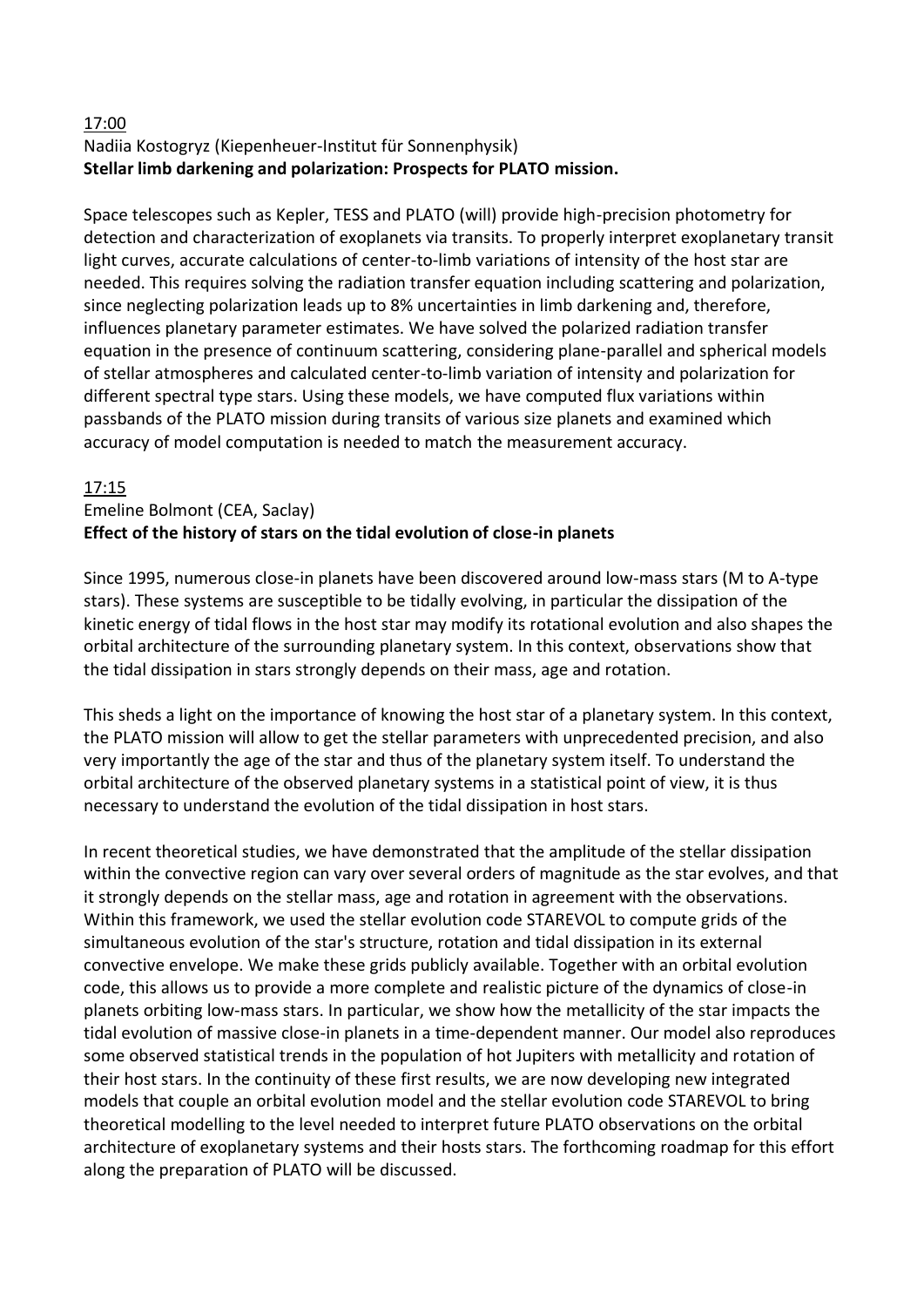<u>17:00</u>

Nadiia Kostogryz (Kiepenheuer-Institut für Sonnenphysik)

**Stellar limb darkening and polarization: Prospects for PLATO mission.**

Space telescopes such as Kepler, TESS and PLATO (will) provide high-precision photometry for detection and characterization of exoplanets via transits. To properly interpret exoplanetary transit light curves, accurate calculations of center-to-limb variations of intensity of the host star are needed. This requires solving the radiation transfer equation including scattering and polarization, since neglecting polarization leads up to 8% uncertainties in limb darkening and, therefore, influences planetary parameter estimates. We have solved the polarized radiation transfer equation in the presence of continuum scattering, considering plane-parallel and spherical models of stellar atmospheres and calculated center-to-limb variation of intensity and polarization for different spectral type stars. Using these models, we have computed flux variations within passbands of the PLATO mission during transits of various size planets and examined which accuracy of model computation is needed to match the measurement accuracy.

<u>17:15</u>

Emeline Bolmont (CEA, Saclay)

**Effect of the history of stars on the tidal evolution of close-in planets**

Since 1995, numerous close-in planets have been discovered around low-mass stars (M to A-type stars). These systems are susceptible to be tidally evolving, in particular the dissipation of the kinetic energy of tidal flows in the host star may modify its rotational evolution and also shapes the orbital architecture of the surrounding planetary system. In this context, observations show that the tidal dissipation in stars strongly depends on their mass, age and rotation.

This sheds a light on the importance of knowing the host star of a planetary system. In this context, the PLATO mission will allow to get the stellar parameters with unprecedented precision, and also very importantly the age of the star and thus of the planetary system itself. To understand the orbital architecture of the observed planetary systems in a statistical point of view, it is thus necessary to understand the evolution of the tidal dissipation in host stars.

In recent theoretical studies, we have demonstrated that the amplitude of the stellar dissipation within the convective region can vary over several orders of magnitude as the star evolves, and that it strongly depends on the stellar mass, age and rotation in agreement with the observations. Within this framework, we used the stellar evolution code STAREVOL to compute grids of the simultaneous evolution of the star's structure, rotation and tidal dissipation in its external convective envelope. We make these grids publicly available. Together with an orbital evolution code, this allows us to provide a more complete and realistic picture of the dynamics of close-in planets orbiting low-mass stars. In particular, we show how the metallicity of the star impacts the tidal evolution of massive close-in planets in a time-dependent manner. Our model also reproduces some observed statistical trends in the population of hot Jupiters with metallicity and rotation of their host stars. In the continuity of these first results, we are now developing new integrated models that couple an orbital evolution model and the stellar evolution code STAREVOL to bring theoretical modelling to the level needed to interpret future PLATO observations on the orbital architecture of exoplanetary systems and their hosts stars. The forthcoming roadmap for this effort along the preparation of PLATO will be discussed.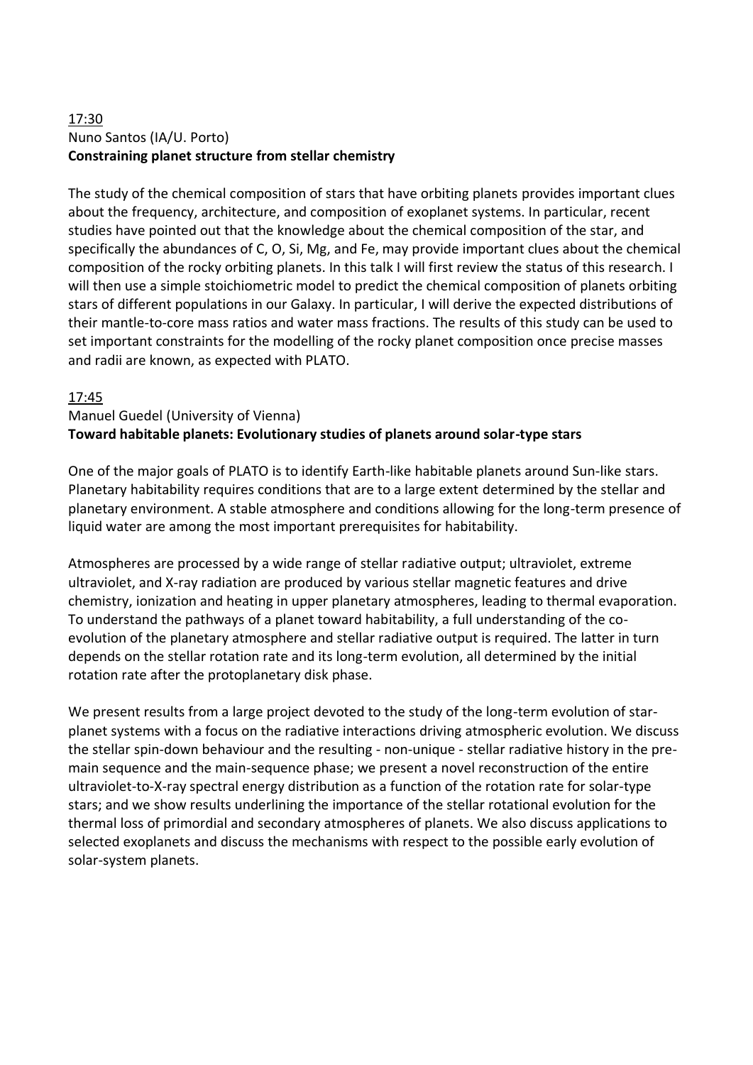17:30

Nuno Santos (IA/U. Porto)

**Constraining planet structure from stellar chemistry**

The study of the chemical composition of stars that have orbiting planets provides important clues about the frequency, architecture, and composition of exoplanet systems. In particular, recent studies have pointed out that the knowledge about the chemical composition of the star, and specifically the abundances of C, O, Si, Mg, and Fe, may provide important clues about the chemical composition of the rocky orbiting planets. In this talk I will first review the status of this research. I will then use a simple stoichiometric model to predict the chemical composition of planets orbiting stars of different populations in our Galaxy. In particular, I will derive the expected distributions of their mantle-to-core mass ratios and water mass fractions. The results of this study can be used to set important constraints for the modelling of the rocky planet composition once precise masses and radii are known, as expected with PLATO.

17:45

Manuel Guedel (University of Vienna)

**Toward habitable planets: Evolutionary studies of planets around solar-type stars**

One of the major goals of PLATO is to identify Earth-like habitable planets around Sun-like stars. Planetary habitability requires conditions that are to a large extent determined by the stellar and planetary environment. A stable atmosphere and conditions allowing for the long-term presence of liquid water are among the most important prerequisites for habitability.

Atmospheres are processed by a wide range of stellar radiative output; ultraviolet, extreme ultraviolet, and X-ray radiation are produced by various stellar magnetic features and drive chemistry, ionization and heating in upper planetary atmospheres, leading to thermal evaporation. To understand the pathways of a planet toward habitability, a full understanding of the co-evolution of the planetary atmosphere and stellar radiative output is required. The latter in turn depends on the stellar rotation rate and its long-term evolution, all determined by the initial rotation rate after the protoplanetary disk phase.

We present results from a large project devoted to the study of the long-term evolution of star-planet systems with a focus on the radiative interactions driving atmospheric evolution. We discuss the stellar spin-down behaviour and the resulting - non-unique - stellar radiative history in the pre-main sequence and the main-sequence phase; we present a novel reconstruction of the entire ultraviolet-to-X-ray spectral energy distribution as a function of the rotation rate for solar-type stars; and we show results underlining the importance of the stellar rotational evolution for the thermal loss of primordial and secondary atmospheres of planets. We also discuss applications to selected exoplanets and discuss the mechanisms with respect to the possible early evolution of solar-system planets.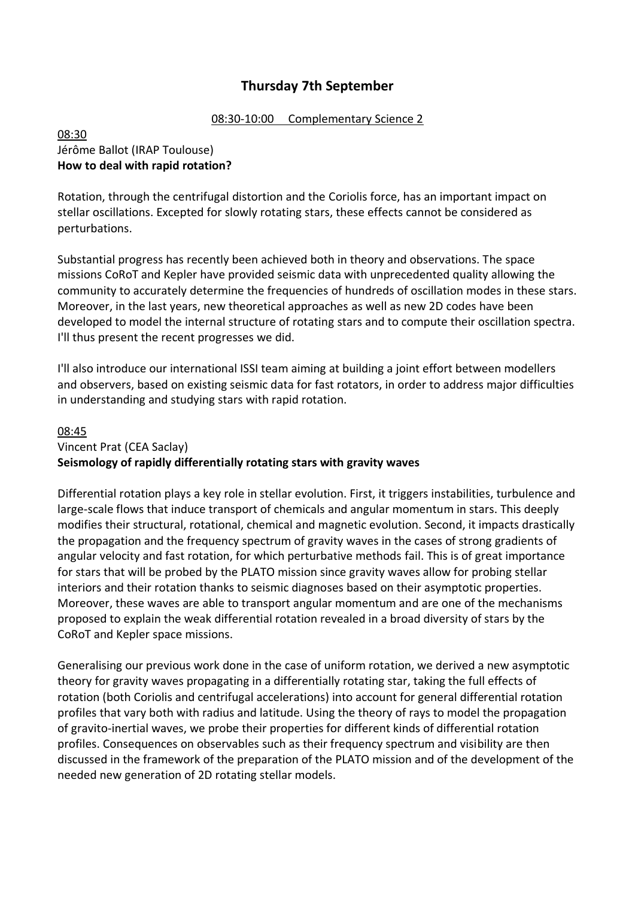# Thursday 7th September

08:30-10:00 Complementary Science 2

08:30
Jérôme Ballot (IRAP Toulouse)
**How to deal with rapid rotation?**

Rotation, through the centrifugal distortion and the Coriolis force, has an important impact on stellar oscillations. Excepted for slowly rotating stars, these effects cannot be considered as perturbations.

Substantial progress has recently been achieved both in theory and observations. The space missions CoRoT and Kepler have provided seismic data with unprecedented quality allowing the community to accurately determine the frequencies of hundreds of oscillation modes in these stars. Moreover, in the last years, new theoretical approaches as well as new 2D codes have been developed to model the internal structure of rotating stars and to compute their oscillation spectra. I'll thus present the recent progresses we did.

I'll also introduce our international ISSI team aiming at building a joint effort between modellers and observers, based on existing seismic data for fast rotators, in order to address major difficulties in understanding and studying stars with rapid rotation.

08:45
Vincent Prat (CEA Saclay)
**Seismology of rapidly differentially rotating stars with gravity waves**

Differential rotation plays a key role in stellar evolution. First, it triggers instabilities, turbulence and large-scale flows that induce transport of chemicals and angular momentum in stars. This deeply modifies their structural, rotational, chemical and magnetic evolution. Second, it impacts drastically the propagation and the frequency spectrum of gravity waves in the cases of strong gradients of angular velocity and fast rotation, for which perturbative methods fail. This is of great importance for stars that will be probed by the PLATO mission since gravity waves allow for probing stellar interiors and their rotation thanks to seismic diagnoses based on their asymptotic properties. Moreover, these waves are able to transport angular momentum and are one of the mechanisms proposed to explain the weak differential rotation revealed in a broad diversity of stars by the CoRoT and Kepler space missions.

Generalising our previous work done in the case of uniform rotation, we derived a new asymptotic theory for gravity waves propagating in a differentially rotating star, taking the full effects of rotation (both Coriolis and centrifugal accelerations) into account for general differential rotation profiles that vary both with radius and latitude. Using the theory of rays to model the propagation of gravito-inertial waves, we probe their properties for different kinds of differential rotation profiles. Consequences on observables such as their frequency spectrum and visibility are then discussed in the framework of the preparation of the PLATO mission and of the development of the needed new generation of 2D rotating stellar models.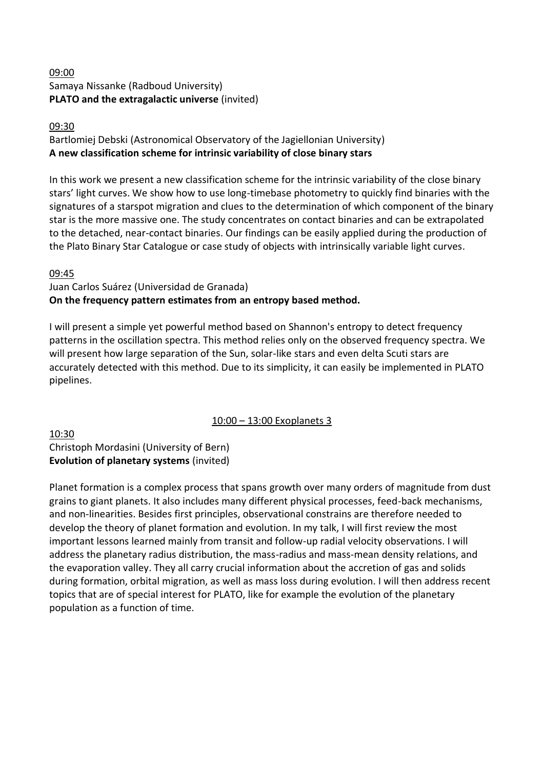09:00
Samaya Nissanke (Radboud University)
**PLATO and the extragalactic universe** (invited)

09:30
Bartlomiej Debski (Astronomical Observatory of the Jagiellonian University)
**A new classification scheme for intrinsic variability of close binary stars**

In this work we present a new classification scheme for the intrinsic variability of the close binary stars' light curves. We show how to use long-timebase photometry to quickly find binaries with the signatures of a starspot migration and clues to the determination of which component of the binary star is the more massive one. The study concentrates on contact binaries and can be extrapolated to the detached, near-contact binaries. Our findings can be easily applied during the production of the Plato Binary Star Catalogue or case study of objects with intrinsically variable light curves.

09:45
Juan Carlos Suárez (Universidad de Granada)
**On the frequency pattern estimates from an entropy based method.**

I will present a simple yet powerful method based on Shannon's entropy to detect frequency patterns in the oscillation spectra. This method relies only on the observed frequency spectra. We will present how large separation of the Sun, solar-like stars and even delta Scuti stars are accurately detected with this method. Due to its simplicity, it can easily be implemented in PLATO pipelines.

## 10:00 – 13:00 Exoplanets 3

10:30
Christoph Mordasini (University of Bern)
**Evolution of planetary systems** (invited)

Planet formation is a complex process that spans growth over many orders of magnitude from dust grains to giant planets. It also includes many different physical processes, feed-back mechanisms, and non-linearities. Besides first principles, observational constrains are therefore needed to develop the theory of planet formation and evolution. In my talk, I will first review the most important lessons learned mainly from transit and follow-up radial velocity observations. I will address the planetary radius distribution, the mass-radius and mass-mean density relations, and the evaporation valley. They all carry crucial information about the accretion of gas and solids during formation, orbital migration, as well as mass loss during evolution. I will then address recent topics that are of special interest for PLATO, like for example the evolution of the planetary population as a function of time.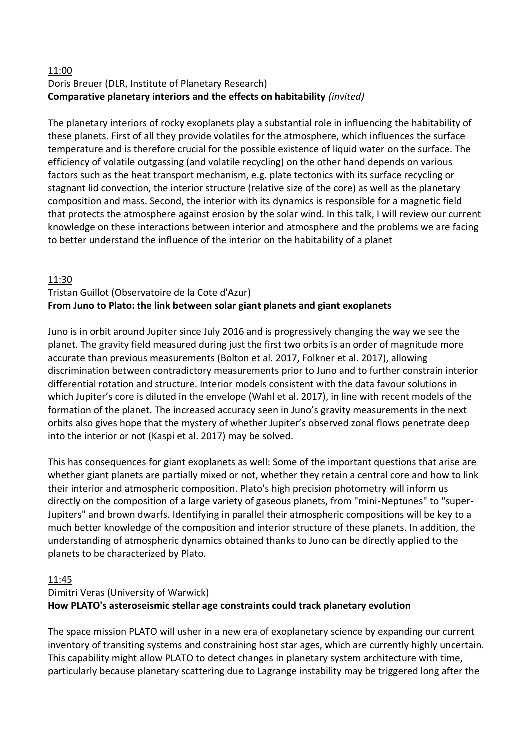11:00

Doris Breuer (DLR, Institute of Planetary Research)

**Comparative planetary interiors and the effects on habitability** *(invited)*

The planetary interiors of rocky exoplanets play a substantial role in influencing the habitability of these planets. First of all they provide volatiles for the atmosphere, which influences the surface temperature and is therefore crucial for the possible existence of liquid water on the surface. The efficiency of volatile outgassing (and volatile recycling) on the other hand depends on various factors such as the heat transport mechanism, e.g. plate tectonics with its surface recycling or stagnant lid convection, the interior structure (relative size of the core) as well as the planetary composition and mass. Second, the interior with its dynamics is responsible for a magnetic field that protects the atmosphere against erosion by the solar wind. In this talk, I will review our current knowledge on these interactions between interior and atmosphere and the problems we are facing to better understand the influence of the interior on the habitability of a planet

11:30

Tristan Guillot (Observatoire de la Cote d'Azur)

**From Juno to Plato: the link between solar giant planets and giant exoplanets**

Juno is in orbit around Jupiter since July 2016 and is progressively changing the way we see the planet. The gravity field measured during just the first two orbits is an order of magnitude more accurate than previous measurements (Bolton et al. 2017, Folkner et al. 2017), allowing discrimination between contradictory measurements prior to Juno and to further constrain interior differential rotation and structure. Interior models consistent with the data favour solutions in which Jupiter's core is diluted in the envelope (Wahl et al. 2017), in line with recent models of the formation of the planet. The increased accuracy seen in Juno's gravity measurements in the next orbits also gives hope that the mystery of whether Jupiter's observed zonal flows penetrate deep into the interior or not (Kaspi et al. 2017) may be solved.

This has consequences for giant exoplanets as well: Some of the important questions that arise are whether giant planets are partially mixed or not, whether they retain a central core and how to link their interior and atmospheric composition. Plato's high precision photometry will inform us directly on the composition of a large variety of gaseous planets, from "mini-Neptunes" to "super-Jupiters" and brown dwarfs. Identifying in parallel their atmospheric compositions will be key to a much better knowledge of the composition and interior structure of these planets. In addition, the understanding of atmospheric dynamics obtained thanks to Juno can be directly applied to the planets to be characterized by Plato.

11:45

Dimitri Veras (University of Warwick)

**How PLATO's asteroseismic stellar age constraints could track planetary evolution**

The space mission PLATO will usher in a new era of exoplanetary science by expanding our current inventory of transiting systems and constraining host star ages, which are currently highly uncertain. This capability might allow PLATO to detect changes in planetary system architecture with time, particularly because planetary scattering due to Lagrange instability may be triggered long after the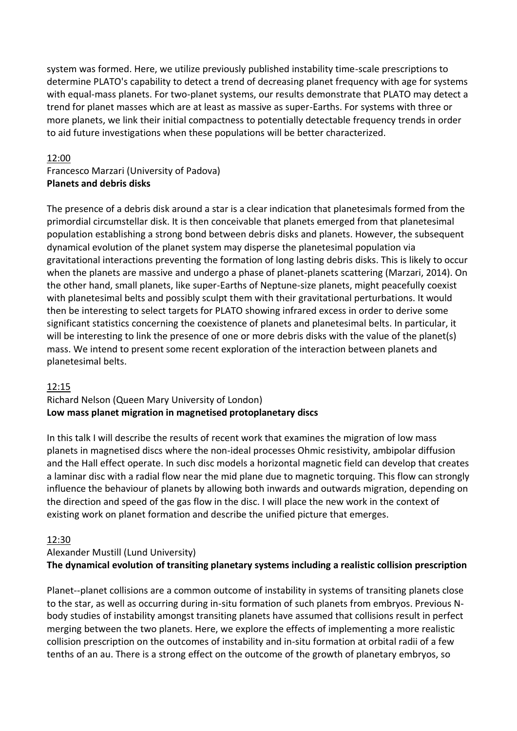system was formed. Here, we utilize previously published instability time-scale prescriptions to determine PLATO's capability to detect a trend of decreasing planet frequency with age for systems with equal-mass planets. For two-planet systems, our results demonstrate that PLATO may detect a trend for planet masses which are at least as massive as super-Earths. For systems with three or more planets, we link their initial compactness to potentially detectable frequency trends in order to aid future investigations when these populations will be better characterized.

12:00

Francesco Marzari (University of Padova)
**Planets and debris disks**

The presence of a debris disk around a star is a clear indication that planetesimals formed from the primordial circumstellar disk. It is then conceivable that planets emerged from that planetesimal population establishing a strong bond between debris disks and planets. However, the subsequent dynamical evolution of the planet system may disperse the planetesimal population via gravitational interactions preventing the formation of long lasting debris disks. This is likely to occur when the planets are massive and undergo a phase of planet-planets scattering (Marzari, 2014). On the other hand, small planets, like super-Earths of Neptune-size planets, might peacefully coexist with planetesimal belts and possibly sculpt them with their gravitational perturbations. It would then be interesting to select targets for PLATO showing infrared excess in order to derive some significant statistics concerning the coexistence of planets and planetesimal belts. In particular, it will be interesting to link the presence of one or more debris disks with the value of the planet(s) mass. We intend to present some recent exploration of the interaction between planets and planetesimal belts.

12:15

Richard Nelson (Queen Mary University of London)
**Low mass planet migration in magnetised protoplanetary discs**

In this talk I will describe the results of recent work that examines the migration of low mass planets in magnetised discs where the non-ideal processes Ohmic resistivity, ambipolar diffusion and the Hall effect operate. In such disc models a horizontal magnetic field can develop that creates a laminar disc with a radial flow near the mid plane due to magnetic torquing. This flow can strongly influence the behaviour of planets by allowing both inwards and outwards migration, depending on the direction and speed of the gas flow in the disc. I will place the new work in the context of existing work on planet formation and describe the unified picture that emerges.

12:30

Alexander Mustill (Lund University)
**The dynamical evolution of transiting planetary systems including a realistic collision prescription**

Planet--planet collisions are a common outcome of instability in systems of transiting planets close to the star, as well as occurring during in-situ formation of such planets from embryos. Previous N-body studies of instability amongst transiting planets have assumed that collisions result in perfect merging between the two planets. Here, we explore the effects of implementing a more realistic collision prescription on the outcomes of instability and in-situ formation at orbital radii of a few tenths of an au. There is a strong effect on the outcome of the growth of planetary embryos, so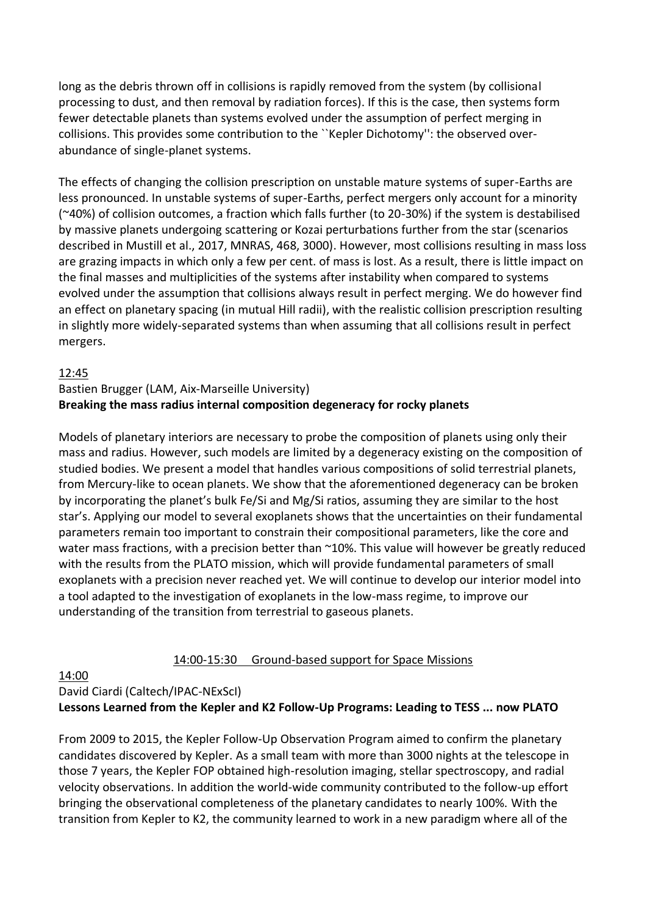long as the debris thrown off in collisions is rapidly removed from the system (by collisional processing to dust, and then removal by radiation forces). If this is the case, then systems form fewer detectable planets than systems evolved under the assumption of perfect merging in collisions. This provides some contribution to the ``Kepler Dichotomy'': the observed over-abundance of single-planet systems.

The effects of changing the collision prescription on unstable mature systems of super-Earths are less pronounced. In unstable systems of super-Earths, perfect mergers only account for a minority (~40%) of collision outcomes, a fraction which falls further (to 20-30%) if the system is destabilised by massive planets undergoing scattering or Kozai perturbations further from the star (scenarios described in Mustill et al., 2017, MNRAS, 468, 3000). However, most collisions resulting in mass loss are grazing impacts in which only a few per cent. of mass is lost. As a result, there is little impact on the final masses and multiplicities of the systems after instability when compared to systems evolved under the assumption that collisions always result in perfect merging. We do however find an effect on planetary spacing (in mutual Hill radii), with the realistic collision prescription resulting in slightly more widely-separated systems than when assuming that all collisions result in perfect mergers.

12:45

Bastien Brugger (LAM, Aix-Marseille University)

**Breaking the mass radius internal composition degeneracy for rocky planets**

Models of planetary interiors are necessary to probe the composition of planets using only their mass and radius. However, such models are limited by a degeneracy existing on the composition of studied bodies. We present a model that handles various compositions of solid terrestrial planets, from Mercury-like to ocean planets. We show that the aforementioned degeneracy can be broken by incorporating the planet's bulk Fe/Si and Mg/Si ratios, assuming they are similar to the host star's. Applying our model to several exoplanets shows that the uncertainties on their fundamental parameters remain too important to constrain their compositional parameters, like the core and water mass fractions, with a precision better than ~10%. This value will however be greatly reduced with the results from the PLATO mission, which will provide fundamental parameters of small exoplanets with a precision never reached yet. We will continue to develop our interior model into a tool adapted to the investigation of exoplanets in the low-mass regime, to improve our understanding of the transition from terrestrial to gaseous planets.

## 14:00-15:30 Ground-based support for Space Missions

14:00

David Ciardi (Caltech/IPAC-NExScI)

**Lessons Learned from the Kepler and K2 Follow-Up Programs: Leading to TESS ... now PLATO**

From 2009 to 2015, the Kepler Follow-Up Observation Program aimed to confirm the planetary candidates discovered by Kepler. As a small team with more than 3000 nights at the telescope in those 7 years, the Kepler FOP obtained high-resolution imaging, stellar spectroscopy, and radial velocity observations. In addition the world-wide community contributed to the follow-up effort bringing the observational completeness of the planetary candidates to nearly 100%. With the transition from Kepler to K2, the community learned to work in a new paradigm where all of the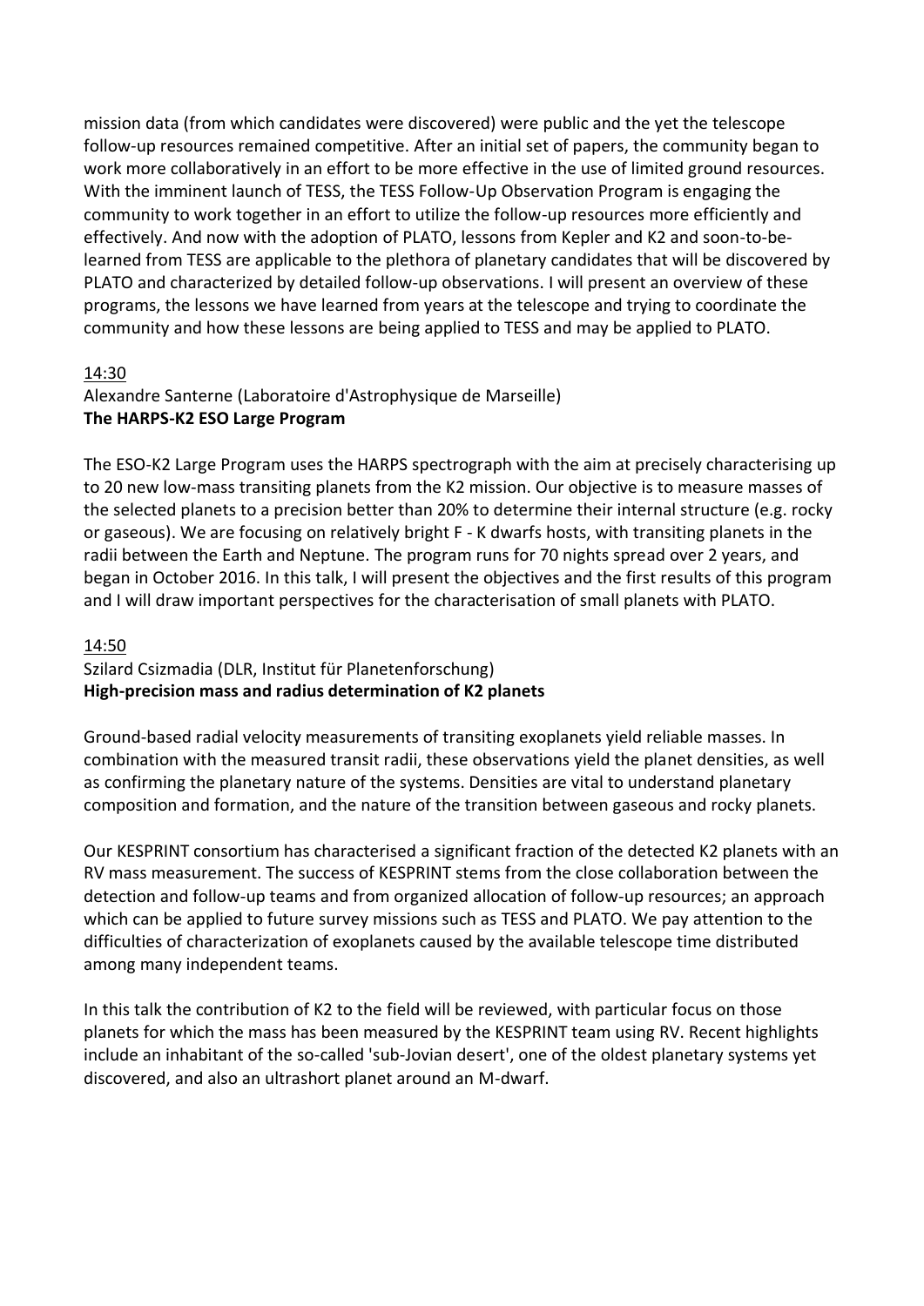mission data (from which candidates were discovered) were public and the yet the telescope follow-up resources remained competitive. After an initial set of papers, the community began to work more collaboratively in an effort to be more effective in the use of limited ground resources. With the imminent launch of TESS, the TESS Follow-Up Observation Program is engaging the community to work together in an effort to utilize the follow-up resources more efficiently and effectively. And now with the adoption of PLATO, lessons from Kepler and K2 and soon-to-be-learned from TESS are applicable to the plethora of planetary candidates that will be discovered by PLATO and characterized by detailed follow-up observations. I will present an overview of these programs, the lessons we have learned from years at the telescope and trying to coordinate the community and how these lessons are being applied to TESS and may be applied to PLATO.

14:30

Alexandre Santerne (Laboratoire d'Astrophysique de Marseille)

**The HARPS-K2 ESO Large Program**

The ESO-K2 Large Program uses the HARPS spectrograph with the aim at precisely characterising up to 20 new low-mass transiting planets from the K2 mission. Our objective is to measure masses of the selected planets to a precision better than 20% to determine their internal structure (e.g. rocky or gaseous). We are focusing on relatively bright F - K dwarfs hosts, with transiting planets in the radii between the Earth and Neptune. The program runs for 70 nights spread over 2 years, and began in October 2016. In this talk, I will present the objectives and the first results of this program and I will draw important perspectives for the characterisation of small planets with PLATO.

14:50

Szilard Csizmadia (DLR, Institut für Planetenforschung)

**High-precision mass and radius determination of K2 planets**

Ground-based radial velocity measurements of transiting exoplanets yield reliable masses. In combination with the measured transit radii, these observations yield the planet densities, as well as confirming the planetary nature of the systems. Densities are vital to understand planetary composition and formation, and the nature of the transition between gaseous and rocky planets.

Our KESPRINT consortium has characterised a significant fraction of the detected K2 planets with an RV mass measurement. The success of KESPRINT stems from the close collaboration between the detection and follow-up teams and from organized allocation of follow-up resources; an approach which can be applied to future survey missions such as TESS and PLATO. We pay attention to the difficulties of characterization of exoplanets caused by the available telescope time distributed among many independent teams.

In this talk the contribution of K2 to the field will be reviewed, with particular focus on those planets for which the mass has been measured by the KESPRINT team using RV. Recent highlights include an inhabitant of the so-called 'sub-Jovian desert', one of the oldest planetary systems yet discovered, and also an ultrashort planet around an M-dwarf.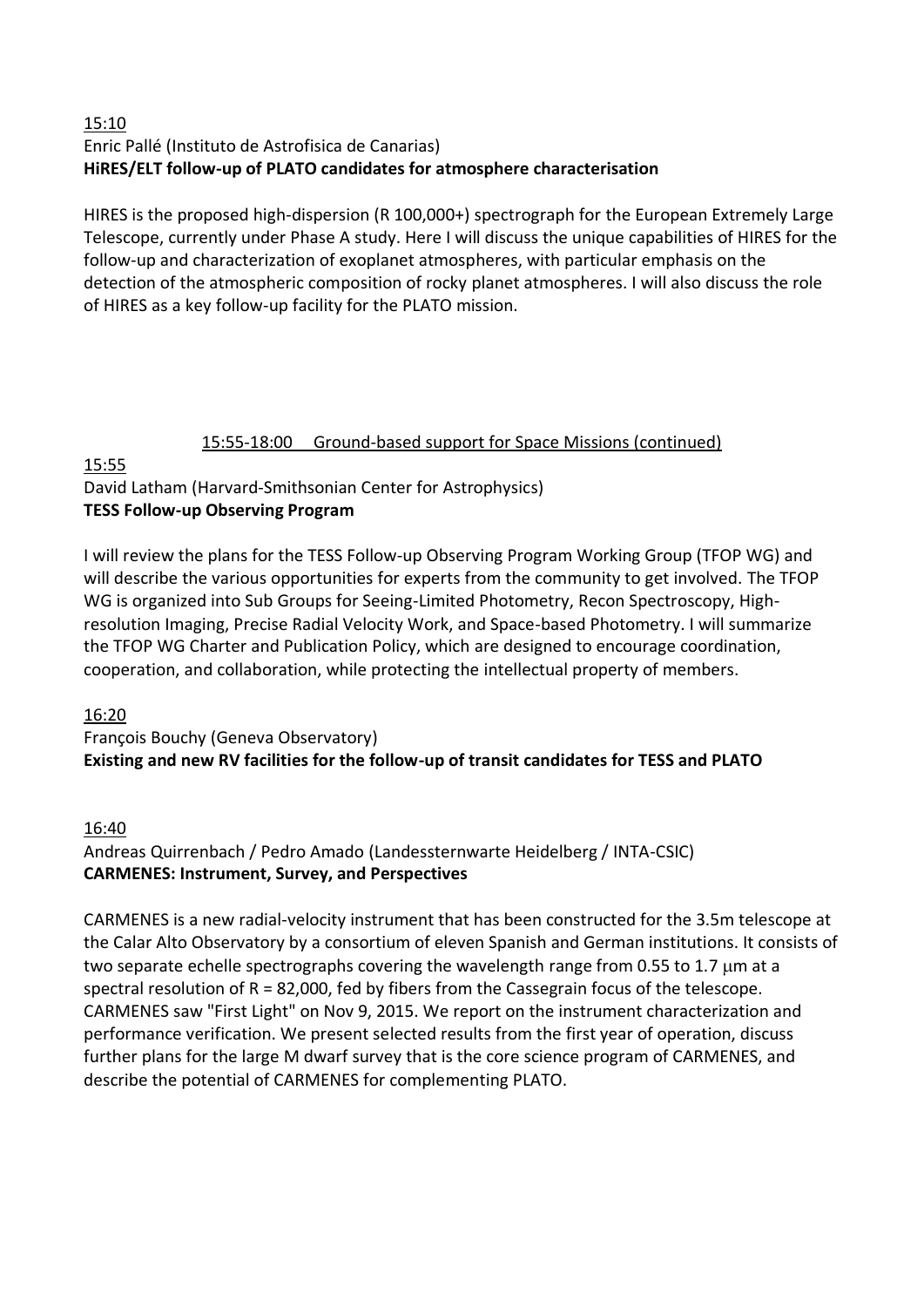15:10

Enric Pallé (Instituto de Astrofisica de Canarias)

**HiRES/ELT follow-up of PLATO candidates for atmosphere characterisation**

HIRES is the proposed high-dispersion (R 100,000+) spectrograph for the European Extremely Large Telescope, currently under Phase A study. Here I will discuss the unique capabilities of HIRES for the follow-up and characterization of exoplanet atmospheres, with particular emphasis on the detection of the atmospheric composition of rocky planet atmospheres. I will also discuss the role of HIRES as a key follow-up facility for the PLATO mission.

## 15:55-18:00 Ground-based support for Space Missions (continued)

15:55

David Latham (Harvard-Smithsonian Center for Astrophysics)

**TESS Follow-up Observing Program**

I will review the plans for the TESS Follow-up Observing Program Working Group (TFOP WG) and will describe the various opportunities for experts from the community to get involved. The TFOP WG is organized into Sub Groups for Seeing-Limited Photometry, Recon Spectroscopy, High-resolution Imaging, Precise Radial Velocity Work, and Space-based Photometry. I will summarize the TFOP WG Charter and Publication Policy, which are designed to encourage coordination, cooperation, and collaboration, while protecting the intellectual property of members.

16:20

François Bouchy (Geneva Observatory)

**Existing and new RV facilities for the follow-up of transit candidates for TESS and PLATO**

16:40

Andreas Quirrenbach / Pedro Amado (Landessternwarte Heidelberg / INTA-CSIC)

**CARMENES: Instrument, Survey, and Perspectives**

CARMENES is a new radial-velocity instrument that has been constructed for the 3.5m telescope at the Calar Alto Observatory by a consortium of eleven Spanish and German institutions. It consists of two separate echelle spectrographs covering the wavelength range from 0.55 to 1.7 μm at a spectral resolution of R = 82,000, fed by fibers from the Cassegrain focus of the telescope. CARMENES saw "First Light" on Nov 9, 2015. We report on the instrument characterization and performance verification. We present selected results from the first year of operation, discuss further plans for the large M dwarf survey that is the core science program of CARMENES, and describe the potential of CARMENES for complementing PLATO.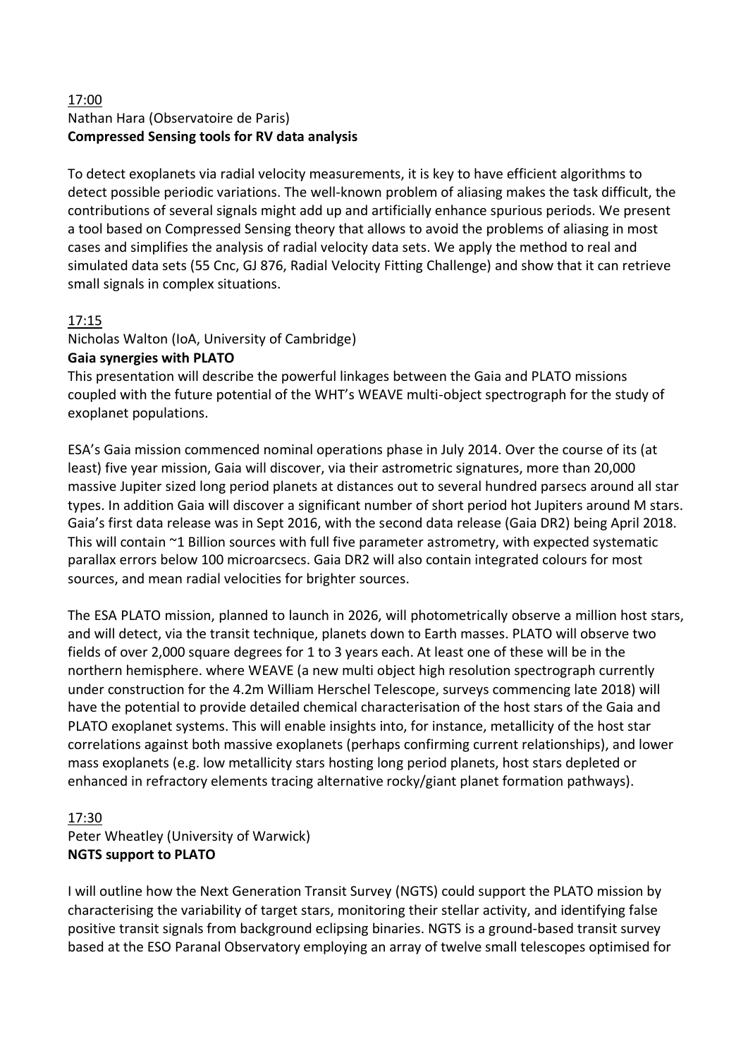17:00

Nathan Hara (Observatoire de Paris)

**Compressed Sensing tools for RV data analysis**

To detect exoplanets via radial velocity measurements, it is key to have efficient algorithms to detect possible periodic variations. The well-known problem of aliasing makes the task difficult, the contributions of several signals might add up and artificially enhance spurious periods. We present a tool based on Compressed Sensing theory that allows to avoid the problems of aliasing in most cases and simplifies the analysis of radial velocity data sets. We apply the method to real and simulated data sets (55 Cnc, GJ 876, Radial Velocity Fitting Challenge) and show that it can retrieve small signals in complex situations.

17:15

Nicholas Walton (IoA, University of Cambridge)

**Gaia synergies with PLATO**

This presentation will describe the powerful linkages between the Gaia and PLATO missions coupled with the future potential of the WHT's WEAVE multi-object spectrograph for the study of exoplanet populations.

ESA's Gaia mission commenced nominal operations phase in July 2014. Over the course of its (at least) five year mission, Gaia will discover, via their astrometric signatures, more than 20,000 massive Jupiter sized long period planets at distances out to several hundred parsecs around all star types. In addition Gaia will discover a significant number of short period hot Jupiters around M stars. Gaia's first data release was in Sept 2016, with the second data release (Gaia DR2) being April 2018. This will contain ~1 Billion sources with full five parameter astrometry, with expected systematic parallax errors below 100 microarcsecs. Gaia DR2 will also contain integrated colours for most sources, and mean radial velocities for brighter sources.

The ESA PLATO mission, planned to launch in 2026, will photometrically observe a million host stars, and will detect, via the transit technique, planets down to Earth masses. PLATO will observe two fields of over 2,000 square degrees for 1 to 3 years each. At least one of these will be in the northern hemisphere. where WEAVE (a new multi object high resolution spectrograph currently under construction for the 4.2m William Herschel Telescope, surveys commencing late 2018) will have the potential to provide detailed chemical characterisation of the host stars of the Gaia and PLATO exoplanet systems. This will enable insights into, for instance, metallicity of the host star correlations against both massive exoplanets (perhaps confirming current relationships), and lower mass exoplanets (e.g. low metallicity stars hosting long period planets, host stars depleted or enhanced in refractory elements tracing alternative rocky/giant planet formation pathways).

17:30

Peter Wheatley (University of Warwick)

**NGTS support to PLATO**

I will outline how the Next Generation Transit Survey (NGTS) could support the PLATO mission by characterising the variability of target stars, monitoring their stellar activity, and identifying false positive transit signals from background eclipsing binaries. NGTS is a ground-based transit survey based at the ESO Paranal Observatory employing an array of twelve small telescopes optimised for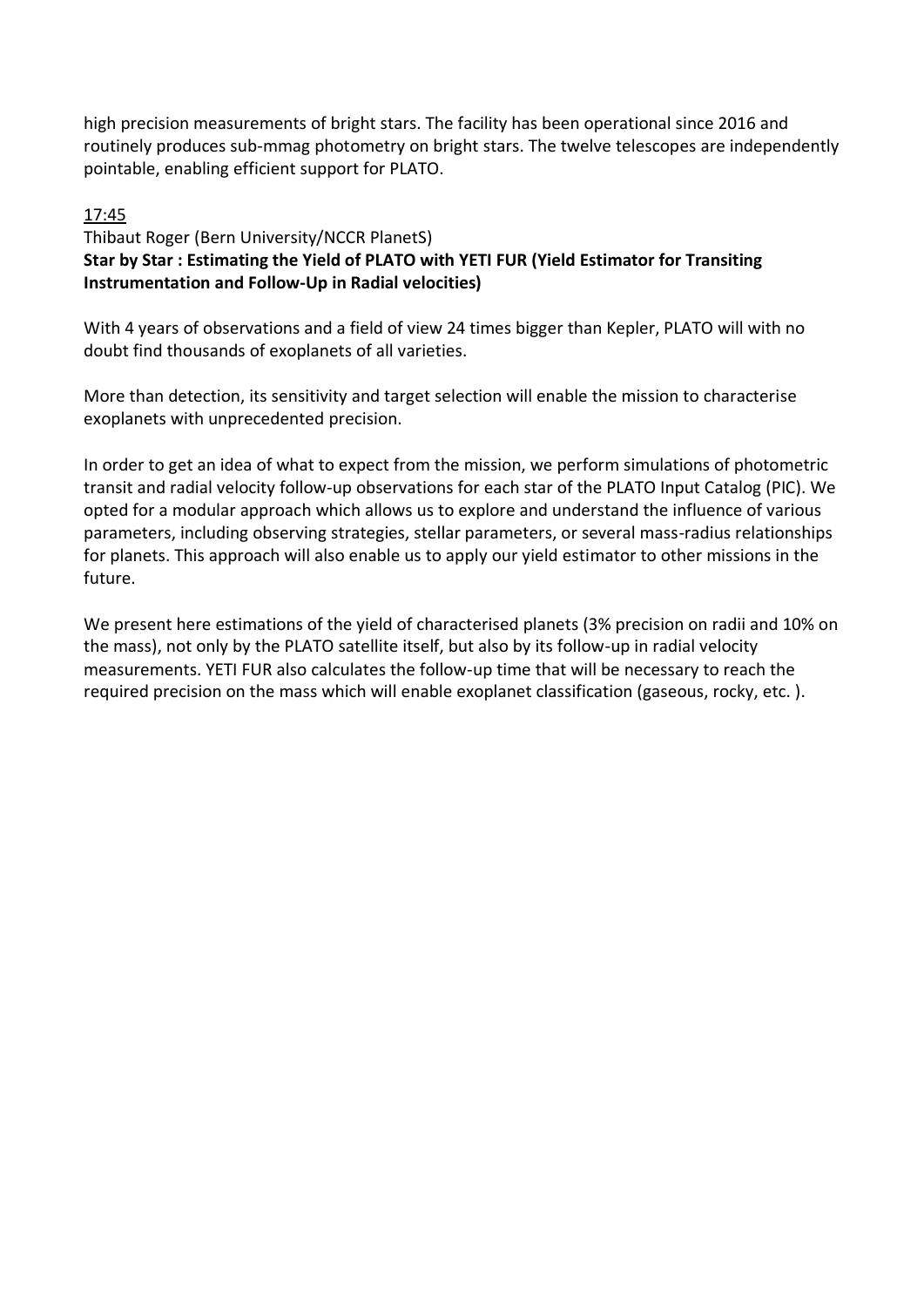high precision measurements of bright stars. The facility has been operational since 2016 and routinely produces sub-mmag photometry on bright stars. The twelve telescopes are independently pointable, enabling efficient support for PLATO.

17:45

Thibaut Roger (Bern University/NCCR PlanetS)

**Star by Star : Estimating the Yield of PLATO with YETI FUR (Yield Estimator for Transiting Instrumentation and Follow-Up in Radial velocities)**

With 4 years of observations and a field of view 24 times bigger than Kepler, PLATO will with no doubt find thousands of exoplanets of all varieties.

More than detection, its sensitivity and target selection will enable the mission to characterise exoplanets with unprecedented precision.

In order to get an idea of what to expect from the mission, we perform simulations of photometric transit and radial velocity follow-up observations for each star of the PLATO Input Catalog (PIC). We opted for a modular approach which allows us to explore and understand the influence of various parameters, including observing strategies, stellar parameters, or several mass-radius relationships for planets. This approach will also enable us to apply our yield estimator to other missions in the future.

We present here estimations of the yield of characterised planets (3% precision on radii and 10% on the mass), not only by the PLATO satellite itself, but also by its follow-up in radial velocity measurements. YETI FUR also calculates the follow-up time that will be necessary to reach the required precision on the mass which will enable exoplanet classification (gaseous, rocky, etc. ).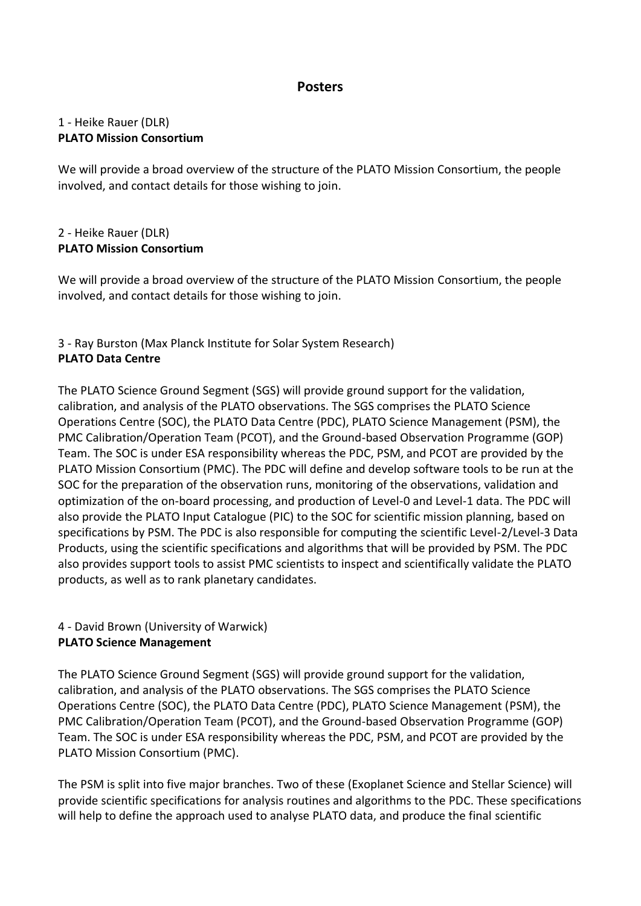## Posters

1 - Heike Rauer (DLR)
**PLATO Mission Consortium**

We will provide a broad overview of the structure of the PLATO Mission Consortium, the people involved, and contact details for those wishing to join.

2 - Heike Rauer (DLR)
**PLATO Mission Consortium**

We will provide a broad overview of the structure of the PLATO Mission Consortium, the people involved, and contact details for those wishing to join.

3 - Ray Burston (Max Planck Institute for Solar System Research)
**PLATO Data Centre**

The PLATO Science Ground Segment (SGS) will provide ground support for the validation, calibration, and analysis of the PLATO observations. The SGS comprises the PLATO Science Operations Centre (SOC), the PLATO Data Centre (PDC), PLATO Science Management (PSM), the PMC Calibration/Operation Team (PCOT), and the Ground-based Observation Programme (GOP) Team. The SOC is under ESA responsibility whereas the PDC, PSM, and PCOT are provided by the PLATO Mission Consortium (PMC). The PDC will define and develop software tools to be run at the SOC for the preparation of the observation runs, monitoring of the observations, validation and optimization of the on-board processing, and production of Level-0 and Level-1 data. The PDC will also provide the PLATO Input Catalogue (PIC) to the SOC for scientific mission planning, based on specifications by PSM. The PDC is also responsible for computing the scientific Level-2/Level-3 Data Products, using the scientific specifications and algorithms that will be provided by PSM. The PDC also provides support tools to assist PMC scientists to inspect and scientifically validate the PLATO products, as well as to rank planetary candidates.

4 - David Brown (University of Warwick)
**PLATO Science Management**

The PLATO Science Ground Segment (SGS) will provide ground support for the validation, calibration, and analysis of the PLATO observations. The SGS comprises the PLATO Science Operations Centre (SOC), the PLATO Data Centre (PDC), PLATO Science Management (PSM), the PMC Calibration/Operation Team (PCOT), and the Ground-based Observation Programme (GOP) Team. The SOC is under ESA responsibility whereas the PDC, PSM, and PCOT are provided by the PLATO Mission Consortium (PMC).

The PSM is split into five major branches. Two of these (Exoplanet Science and Stellar Science) will provide scientific specifications for analysis routines and algorithms to the PDC. These specifications will help to define the approach used to analyse PLATO data, and produce the final scientific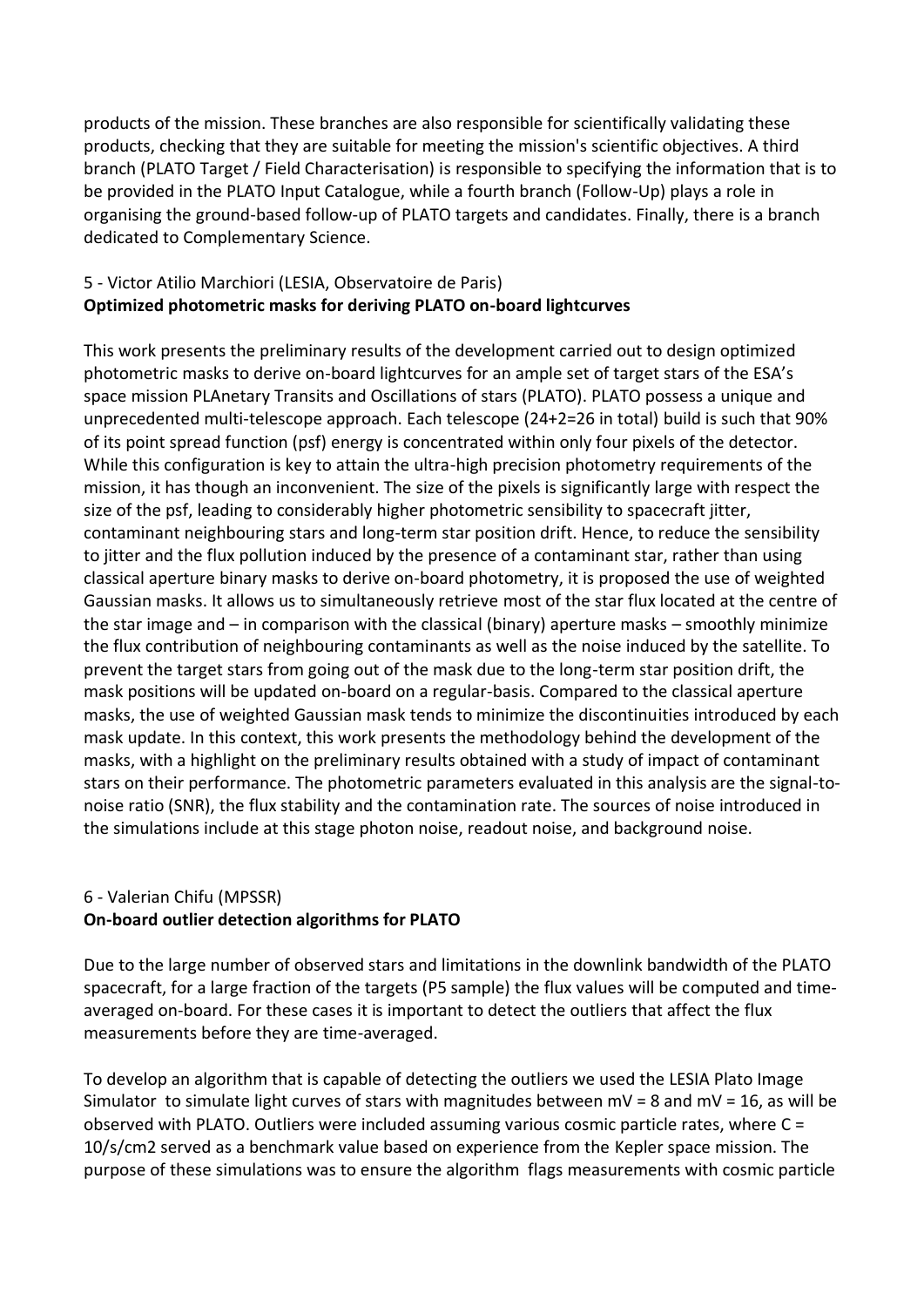products of the mission. These branches are also responsible for scientifically validating these products, checking that they are suitable for meeting the mission's scientific objectives. A third branch (PLATO Target / Field Characterisation) is responsible to specifying the information that is to be provided in the PLATO Input Catalogue, while a fourth branch (Follow-Up) plays a role in organising the ground-based follow-up of PLATO targets and candidates. Finally, there is a branch dedicated to Complementary Science.

5 - Victor Atilio Marchiori (LESIA, Observatoire de Paris)
**Optimized photometric masks for deriving PLATO on-board lightcurves**

This work presents the preliminary results of the development carried out to design optimized photometric masks to derive on-board lightcurves for an ample set of target stars of the ESA's space mission PLAnetary Transits and Oscillations of stars (PLATO). PLATO possess a unique and unprecedented multi-telescope approach. Each telescope (24+2=26 in total) build is such that 90% of its point spread function (psf) energy is concentrated within only four pixels of the detector. While this configuration is key to attain the ultra-high precision photometry requirements of the mission, it has though an inconvenient. The size of the pixels is significantly large with respect the size of the psf, leading to considerably higher photometric sensibility to spacecraft jitter, contaminant neighbouring stars and long-term star position drift. Hence, to reduce the sensibility to jitter and the flux pollution induced by the presence of a contaminant star, rather than using classical aperture binary masks to derive on-board photometry, it is proposed the use of weighted Gaussian masks. It allows us to simultaneously retrieve most of the star flux located at the centre of the star image and – in comparison with the classical (binary) aperture masks – smoothly minimize the flux contribution of neighbouring contaminants as well as the noise induced by the satellite. To prevent the target stars from going out of the mask due to the long-term star position drift, the mask positions will be updated on-board on a regular-basis. Compared to the classical aperture masks, the use of weighted Gaussian mask tends to minimize the discontinuities introduced by each mask update. In this context, this work presents the methodology behind the development of the masks, with a highlight on the preliminary results obtained with a study of impact of contaminant stars on their performance. The photometric parameters evaluated in this analysis are the signal-to-noise ratio (SNR), the flux stability and the contamination rate. The sources of noise introduced in the simulations include at this stage photon noise, readout noise, and background noise.

6 - Valerian Chifu (MPSSR)
**On-board outlier detection algorithms for PLATO**

Due to the large number of observed stars and limitations in the downlink bandwidth of the PLATO spacecraft, for a large fraction of the targets (P5 sample) the flux values will be computed and time-averaged on-board. For these cases it is important to detect the outliers that affect the flux measurements before they are time-averaged.

To develop an algorithm that is capable of detecting the outliers we used the LESIA Plato Image Simulator to simulate light curves of stars with magnitudes between mV = 8 and mV = 16, as will be observed with PLATO. Outliers were included assuming various cosmic particle rates, where C = 10/s/cm2 served as a benchmark value based on experience from the Kepler space mission. The purpose of these simulations was to ensure the algorithm flags measurements with cosmic particle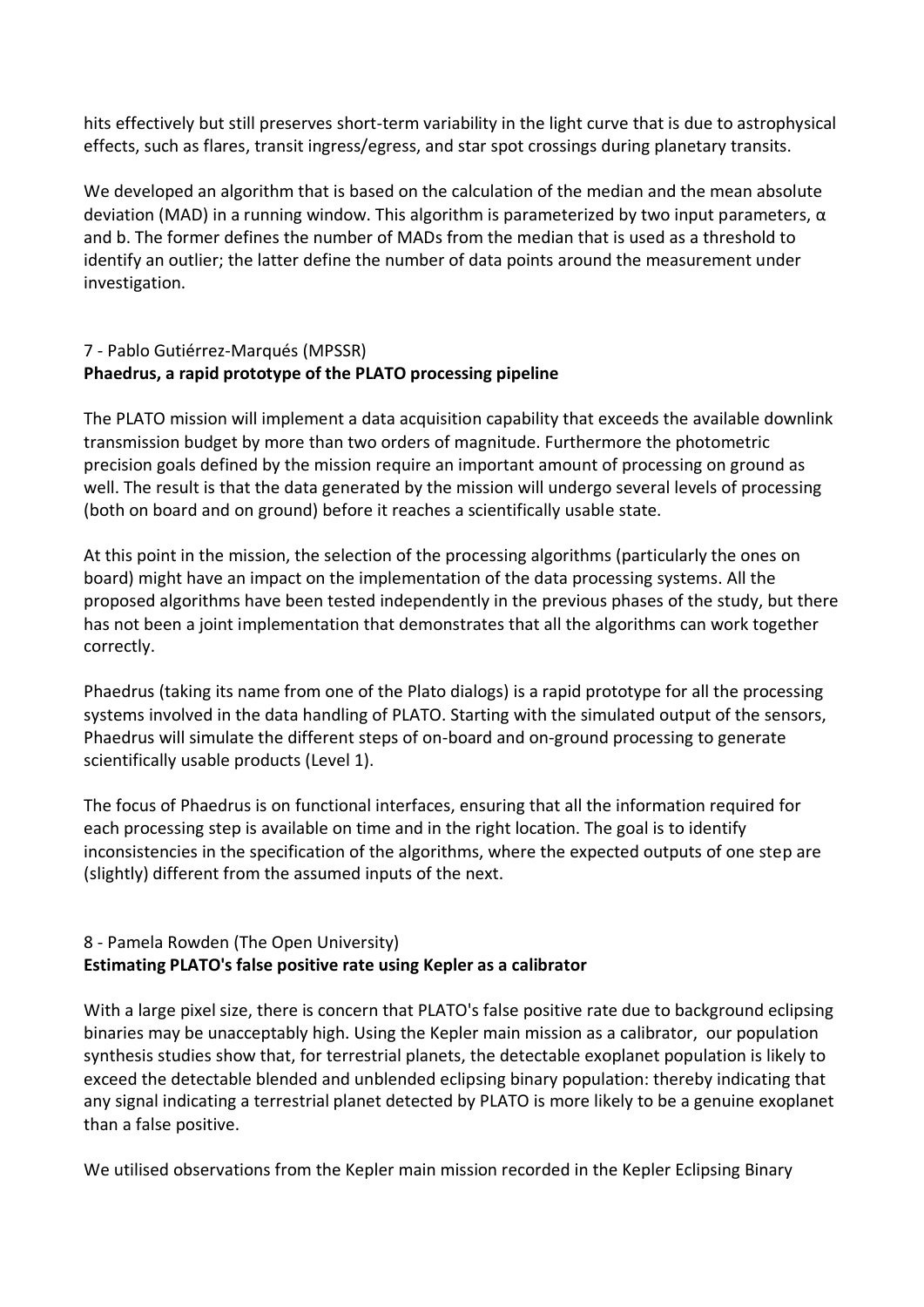hits effectively but still preserves short-term variability in the light curve that is due to astrophysical effects, such as flares, transit ingress/egress, and star spot crossings during planetary transits.

We developed an algorithm that is based on the calculation of the median and the mean absolute deviation (MAD) in a running window. This algorithm is parameterized by two input parameters, $\alpha$ and b. The former defines the number of MADs from the median that is used as a threshold to identify an outlier; the latter define the number of data points around the measurement under investigation.

7 - Pablo Gutiérrez-Marqués (MPSSR)

**Phaedrus, a rapid prototype of the PLATO processing pipeline**

The PLATO mission will implement a data acquisition capability that exceeds the available downlink transmission budget by more than two orders of magnitude. Furthermore the photometric precision goals defined by the mission require an important amount of processing on ground as well. The result is that the data generated by the mission will undergo several levels of processing (both on board and on ground) before it reaches a scientifically usable state.

At this point in the mission, the selection of the processing algorithms (particularly the ones on board) might have an impact on the implementation of the data processing systems. All the proposed algorithms have been tested independently in the previous phases of the study, but there has not been a joint implementation that demonstrates that all the algorithms can work together correctly.

Phaedrus (taking its name from one of the Plato dialogs) is a rapid prototype for all the processing systems involved in the data handling of PLATO. Starting with the simulated output of the sensors, Phaedrus will simulate the different steps of on-board and on-ground processing to generate scientifically usable products (Level 1).

The focus of Phaedrus is on functional interfaces, ensuring that all the information required for each processing step is available on time and in the right location. The goal is to identify inconsistencies in the specification of the algorithms, where the expected outputs of one step are (slightly) different from the assumed inputs of the next.

8 - Pamela Rowden (The Open University)

**Estimating PLATO's false positive rate using Kepler as a calibrator**

With a large pixel size, there is concern that PLATO's false positive rate due to background eclipsing binaries may be unacceptably high. Using the Kepler main mission as a calibrator, our population synthesis studies show that, for terrestrial planets, the detectable exoplanet population is likely to exceed the detectable blended and unblended eclipsing binary population: thereby indicating that any signal indicating a terrestrial planet detected by PLATO is more likely to be a genuine exoplanet than a false positive.

We utilised observations from the Kepler main mission recorded in the Kepler Eclipsing Binary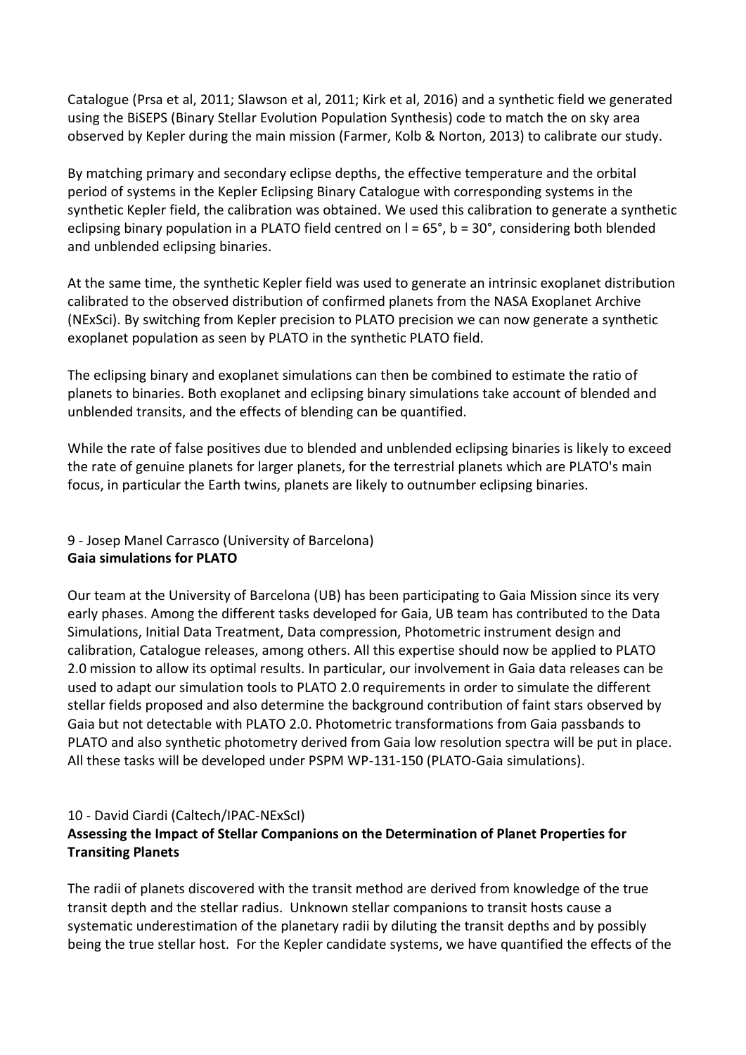Catalogue (Prsa et al, 2011; Slawson et al, 2011; Kirk et al, 2016) and a synthetic field we generated using the BiSEPS (Binary Stellar Evolution Population Synthesis) code to match the on sky area observed by Kepler during the main mission (Farmer, Kolb & Norton, 2013) to calibrate our study.

By matching primary and secondary eclipse depths, the effective temperature and the orbital period of systems in the Kepler Eclipsing Binary Catalogue with corresponding systems in the synthetic Kepler field, the calibration was obtained. We used this calibration to generate a synthetic eclipsing binary population in a PLATO field centred on l = 65°, b = 30°, considering both blended and unblended eclipsing binaries.

At the same time, the synthetic Kepler field was used to generate an intrinsic exoplanet distribution calibrated to the observed distribution of confirmed planets from the NASA Exoplanet Archive (NExSci). By switching from Kepler precision to PLATO precision we can now generate a synthetic exoplanet population as seen by PLATO in the synthetic PLATO field.

The eclipsing binary and exoplanet simulations can then be combined to estimate the ratio of planets to binaries. Both exoplanet and eclipsing binary simulations take account of blended and unblended transits, and the effects of blending can be quantified.

While the rate of false positives due to blended and unblended eclipsing binaries is likely to exceed the rate of genuine planets for larger planets, for the terrestrial planets which are PLATO's main focus, in particular the Earth twins, planets are likely to outnumber eclipsing binaries.

9 - Josep Manel Carrasco (University of Barcelona)
**Gaia simulations for PLATO**

Our team at the University of Barcelona (UB) has been participating to Gaia Mission since its very early phases. Among the different tasks developed for Gaia, UB team has contributed to the Data Simulations, Initial Data Treatment, Data compression, Photometric instrument design and calibration, Catalogue releases, among others. All this expertise should now be applied to PLATO 2.0 mission to allow its optimal results. In particular, our involvement in Gaia data releases can be used to adapt our simulation tools to PLATO 2.0 requirements in order to simulate the different stellar fields proposed and also determine the background contribution of faint stars observed by Gaia but not detectable with PLATO 2.0. Photometric transformations from Gaia passbands to PLATO and also synthetic photometry derived from Gaia low resolution spectra will be put in place. All these tasks will be developed under PSPM WP-131-150 (PLATO-Gaia simulations).

10 - David Ciardi (Caltech/IPAC-NExScI)
**Assessing the Impact of Stellar Companions on the Determination of Planet Properties for Transiting Planets**

The radii of planets discovered with the transit method are derived from knowledge of the true transit depth and the stellar radius. Unknown stellar companions to transit hosts cause a systematic underestimation of the planetary radii by diluting the transit depths and by possibly being the true stellar host. For the Kepler candidate systems, we have quantified the effects of the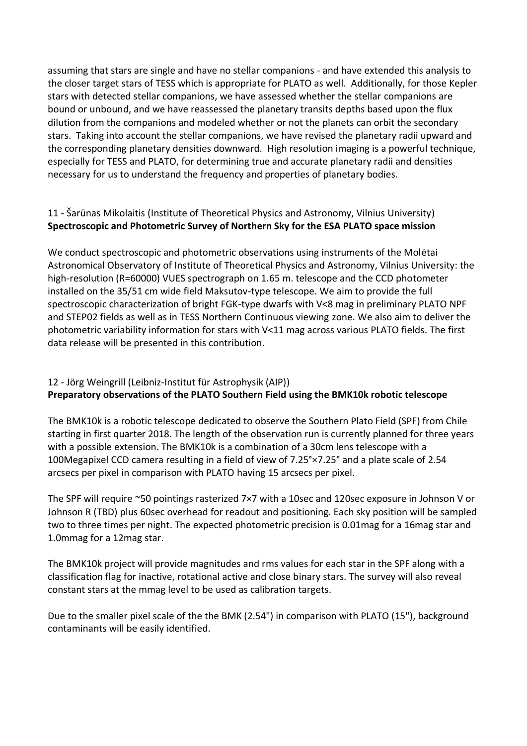assuming that stars are single and have no stellar companions - and have extended this analysis to the closer target stars of TESS which is appropriate for PLATO as well. Additionally, for those Kepler stars with detected stellar companions, we have assessed whether the stellar companions are bound or unbound, and we have reassessed the planetary transits depths based upon the flux dilution from the companions and modeled whether or not the planets can orbit the secondary stars. Taking into account the stellar companions, we have revised the planetary radii upward and the corresponding planetary densities downward. High resolution imaging is a powerful technique, especially for TESS and PLATO, for determining true and accurate planetary radii and densities necessary for us to understand the frequency and properties of planetary bodies.

11 - Šarūnas Mikolaitis (Institute of Theoretical Physics and Astronomy, Vilnius University)
**Spectroscopic and Photometric Survey of Northern Sky for the ESA PLATO space mission**

We conduct spectroscopic and photometric observations using instruments of the Molėtai Astronomical Observatory of Institute of Theoretical Physics and Astronomy, Vilnius University: the high-resolution (R=60000) VUES spectrograph on 1.65 m. telescope and the CCD photometer installed on the 35/51 cm wide field Maksutov-type telescope. We aim to provide the full spectroscopic characterization of bright FGK-type dwarfs with V<8 mag in preliminary PLATO NPF and STEP02 fields as well as in TESS Northern Continuous viewing zone. We also aim to deliver the photometric variability information for stars with V<11 mag across various PLATO fields. The first data release will be presented in this contribution.

12 - Jörg Weingrill (Leibniz-Institut für Astrophysik (AIP))
**Preparatory observations of the PLATO Southern Field using the BMK10k robotic telescope**

The BMK10k is a robotic telescope dedicated to observe the Southern Plato Field (SPF) from Chile starting in first quarter 2018. The length of the observation run is currently planned for three years with a possible extension. The BMK10k is a combination of a 30cm lens telescope with a 100Megapixel CCD camera resulting in a field of view of 7.25°×7.25° and a plate scale of 2.54 arcsecs per pixel in comparison with PLATO having 15 arcsecs per pixel.

The SPF will require ~50 pointings rasterized 7×7 with a 10sec and 120sec exposure in Johnson V or Johnson R (TBD) plus 60sec overhead for readout and positioning. Each sky position will be sampled two to three times per night. The expected photometric precision is 0.01mag for a 16mag star and 1.0mmag for a 12mag star.

The BMK10k project will provide magnitudes and rms values for each star in the SPF along with a classification flag for inactive, rotational active and close binary stars. The survey will also reveal constant stars at the mmag level to be used as calibration targets.

Due to the smaller pixel scale of the the BMK (2.54") in comparison with PLATO (15"), background contaminants will be easily identified.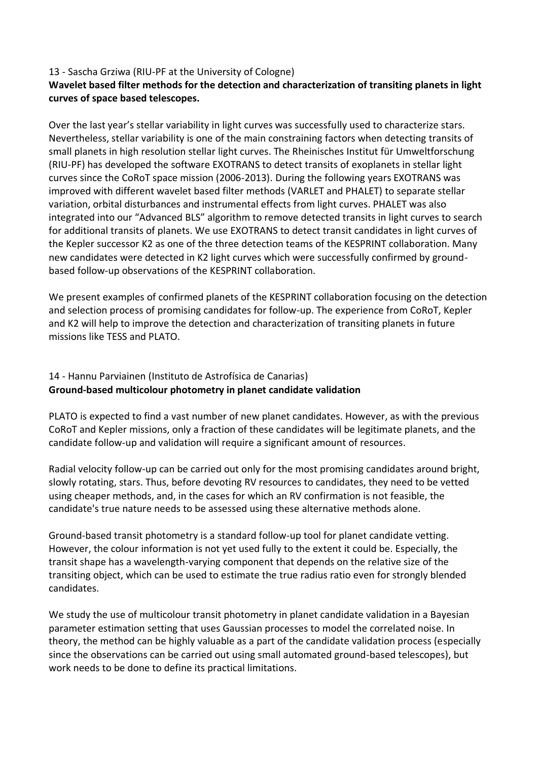13 - Sascha Grziwa (RIU-PF at the University of Cologne)

**Wavelet based filter methods for the detection and characterization of transiting planets in light curves of space based telescopes.**

Over the last year's stellar variability in light curves was successfully used to characterize stars. Nevertheless, stellar variability is one of the main constraining factors when detecting transits of small planets in high resolution stellar light curves. The Rheinisches Institut für Umweltforschung (RIU-PF) has developed the software EXOTRANS to detect transits of exoplanets in stellar light curves since the CoRoT space mission (2006-2013). During the following years EXOTRANS was improved with different wavelet based filter methods (VARLET and PHALET) to separate stellar variation, orbital disturbances and instrumental effects from light curves. PHALET was also integrated into our "Advanced BLS" algorithm to remove detected transits in light curves to search for additional transits of planets. We use EXOTRANS to detect transit candidates in light curves of the Kepler successor K2 as one of the three detection teams of the KESPRINT collaboration. Many new candidates were detected in K2 light curves which were successfully confirmed by ground-based follow-up observations of the KESPRINT collaboration.

We present examples of confirmed planets of the KESPRINT collaboration focusing on the detection and selection process of promising candidates for follow-up. The experience from CoRoT, Kepler and K2 will help to improve the detection and characterization of transiting planets in future missions like TESS and PLATO.

14 - Hannu Parviainen (Instituto de Astrofísica de Canarias)

**Ground-based multicolour photometry in planet candidate validation**

PLATO is expected to find a vast number of new planet candidates. However, as with the previous CoRoT and Kepler missions, only a fraction of these candidates will be legitimate planets, and the candidate follow-up and validation will require a significant amount of resources.

Radial velocity follow-up can be carried out only for the most promising candidates around bright, slowly rotating, stars. Thus, before devoting RV resources to candidates, they need to be vetted using cheaper methods, and, in the cases for which an RV confirmation is not feasible, the candidate's true nature needs to be assessed using these alternative methods alone.

Ground-based transit photometry is a standard follow-up tool for planet candidate vetting. However, the colour information is not yet used fully to the extent it could be. Especially, the transit shape has a wavelength-varying component that depends on the relative size of the transiting object, which can be used to estimate the true radius ratio even for strongly blended candidates.

We study the use of multicolour transit photometry in planet candidate validation in a Bayesian parameter estimation setting that uses Gaussian processes to model the correlated noise. In theory, the method can be highly valuable as a part of the candidate validation process (especially since the observations can be carried out using small automated ground-based telescopes), but work needs to be done to define its practical limitations.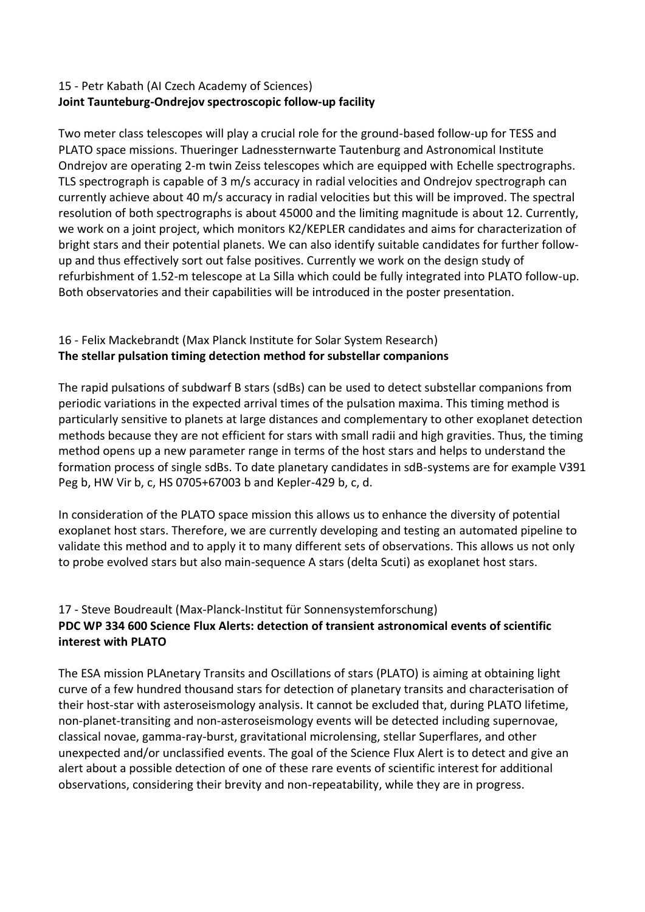15 - Petr Kabath (AI Czech Academy of Sciences)
**Joint Taunteburg-Ondrejov spectroscopic follow-up facility**

Two meter class telescopes will play a crucial role for the ground-based follow-up for TESS and PLATO space missions. Thueringer Ladnessternwarte Tautenburg and Astronomical Institute Ondrejov are operating 2-m twin Zeiss telescopes which are equipped with Echelle spectrographs. TLS spectrograph is capable of 3 m/s accuracy in radial velocities and Ondrejov spectrograph can currently achieve about 40 m/s accuracy in radial velocities but this will be improved. The spectral resolution of both spectrographs is about 45000 and the limiting magnitude is about 12. Currently, we work on a joint project, which monitors K2/KEPLER candidates and aims for characterization of bright stars and their potential planets. We can also identify suitable candidates for further follow-up and thus effectively sort out false positives. Currently we work on the design study of refurbishment of 1.52-m telescope at La Silla which could be fully integrated into PLATO follow-up. Both observatories and their capabilities will be introduced in the poster presentation.

16 - Felix Mackebrandt (Max Planck Institute for Solar System Research)
**The stellar pulsation timing detection method for substellar companions**

The rapid pulsations of subdwarf B stars (sdBs) can be used to detect substellar companions from periodic variations in the expected arrival times of the pulsation maxima. This timing method is particularly sensitive to planets at large distances and complementary to other exoplanet detection methods because they are not efficient for stars with small radii and high gravities. Thus, the timing method opens up a new parameter range in terms of the host stars and helps to understand the formation process of single sdBs. To date planetary candidates in sdB-systems are for example V391 Peg b, HW Vir b, c, HS 0705+67003 b and Kepler-429 b, c, d.

In consideration of the PLATO space mission this allows us to enhance the diversity of potential exoplanet host stars. Therefore, we are currently developing and testing an automated pipeline to validate this method and to apply it to many different sets of observations. This allows us not only to probe evolved stars but also main-sequence A stars (delta Scuti) as exoplanet host stars.

17 - Steve Boudreault (Max-Planck-Institut für Sonnensystemforschung)
**PDC WP 334 600 Science Flux Alerts: detection of transient astronomical events of scientific interest with PLATO**

The ESA mission PLAnetary Transits and Oscillations of stars (PLATO) is aiming at obtaining light curve of a few hundred thousand stars for detection of planetary transits and characterisation of their host-star with asteroseismology analysis. It cannot be excluded that, during PLATO lifetime, non-planet-transiting and non-asteroseismology events will be detected including supernovae, classical novae, gamma-ray-burst, gravitational microlensing, stellar Superflares, and other unexpected and/or unclassified events. The goal of the Science Flux Alert is to detect and give an alert about a possible detection of one of these rare events of scientific interest for additional observations, considering their brevity and non-repeatability, while they are in progress.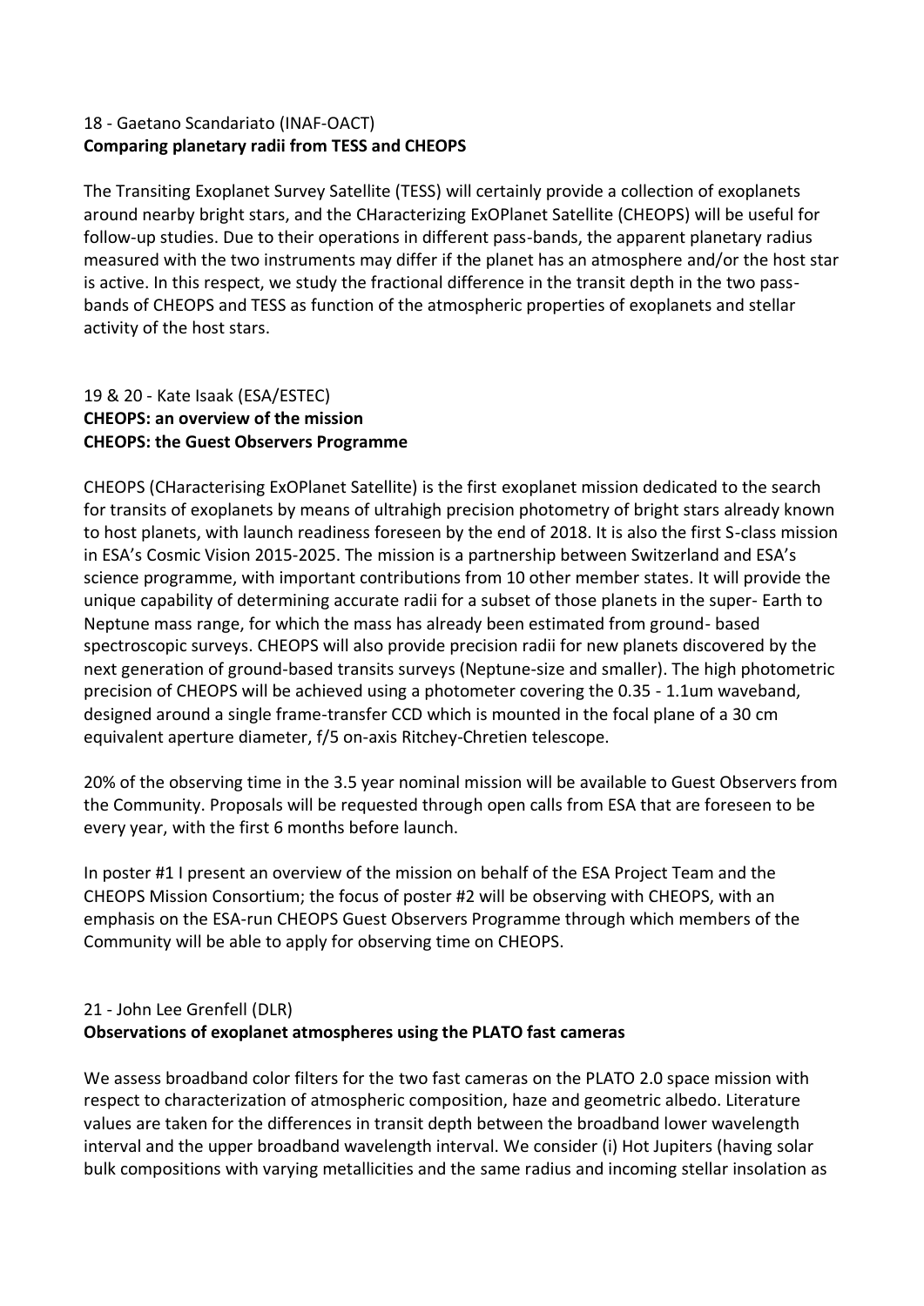18 - Gaetano Scandariato (INAF-OACT)

**Comparing planetary radii from TESS and CHEOPS**

The Transiting Exoplanet Survey Satellite (TESS) will certainly provide a collection of exoplanets around nearby bright stars, and the CHaracterizing ExOPlanet Satellite (CHEOPS) will be useful for follow-up studies. Due to their operations in different pass-bands, the apparent planetary radius measured with the two instruments may differ if the planet has an atmosphere and/or the host star is active. In this respect, we study the fractional difference in the transit depth in the two pass-bands of CHEOPS and TESS as function of the atmospheric properties of exoplanets and stellar activity of the host stars.

19 & 20 - Kate Isaak (ESA/ESTEC)

**CHEOPS: an overview of the mission**
**CHEOPS: the Guest Observers Programme**

CHEOPS (CHaracterising ExOPlanet Satellite) is the first exoplanet mission dedicated to the search for transits of exoplanets by means of ultrahigh precision photometry of bright stars already known to host planets, with launch readiness foreseen by the end of 2018. It is also the first S-class mission in ESA's Cosmic Vision 2015-2025. The mission is a partnership between Switzerland and ESA's science programme, with important contributions from 10 other member states. It will provide the unique capability of determining accurate radii for a subset of those planets in the super- Earth to Neptune mass range, for which the mass has already been estimated from ground- based spectroscopic surveys. CHEOPS will also provide precision radii for new planets discovered by the next generation of ground-based transits surveys (Neptune-size and smaller). The high photometric precision of CHEOPS will be achieved using a photometer covering the 0.35 - 1.1um waveband, designed around a single frame-transfer CCD which is mounted in the focal plane of a 30 cm equivalent aperture diameter, f/5 on-axis Ritchey-Chretien telescope.

20% of the observing time in the 3.5 year nominal mission will be available to Guest Observers from the Community. Proposals will be requested through open calls from ESA that are foreseen to be every year, with the first 6 months before launch.

In poster #1 I present an overview of the mission on behalf of the ESA Project Team and the CHEOPS Mission Consortium; the focus of poster #2 will be observing with CHEOPS, with an emphasis on the ESA-run CHEOPS Guest Observers Programme through which members of the Community will be able to apply for observing time on CHEOPS.

21 - John Lee Grenfell (DLR)

**Observations of exoplanet atmospheres using the PLATO fast cameras**

We assess broadband color filters for the two fast cameras on the PLATO 2.0 space mission with respect to characterization of atmospheric composition, haze and geometric albedo. Literature values are taken for the differences in transit depth between the broadband lower wavelength interval and the upper broadband wavelength interval. We consider (i) Hot Jupiters (having solar bulk compositions with varying metallicities and the same radius and incoming stellar insolation as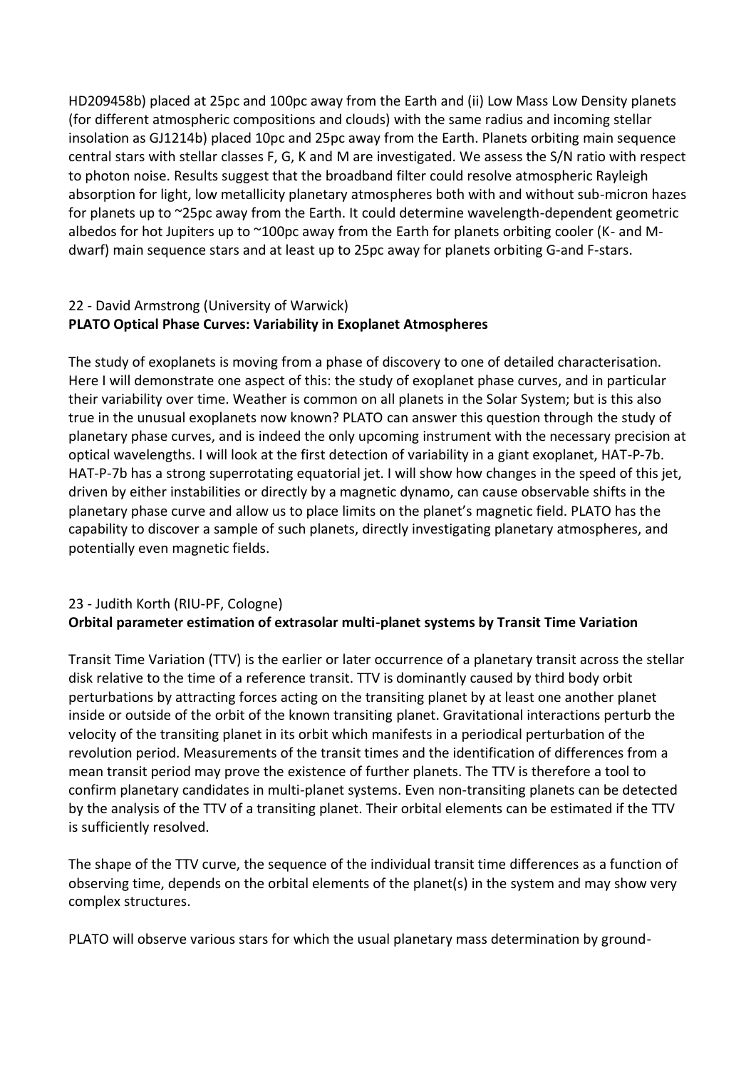HD209458b) placed at 25pc and 100pc away from the Earth and (ii) Low Mass Low Density planets (for different atmospheric compositions and clouds) with the same radius and incoming stellar insolation as GJ1214b) placed 10pc and 25pc away from the Earth. Planets orbiting main sequence central stars with stellar classes F, G, K and M are investigated. We assess the S/N ratio with respect to photon noise. Results suggest that the broadband filter could resolve atmospheric Rayleigh absorption for light, low metallicity planetary atmospheres both with and without sub-micron hazes for planets up to ~25pc away from the Earth. It could determine wavelength-dependent geometric albedos for hot Jupiters up to ~100pc away from the Earth for planets orbiting cooler (K- and M-dwarf) main sequence stars and at least up to 25pc away for planets orbiting G-and F-stars.

22 - David Armstrong (University of Warwick)
**PLATO Optical Phase Curves: Variability in Exoplanet Atmospheres**

The study of exoplanets is moving from a phase of discovery to one of detailed characterisation. Here I will demonstrate one aspect of this: the study of exoplanet phase curves, and in particular their variability over time. Weather is common on all planets in the Solar System; but is this also true in the unusual exoplanets now known? PLATO can answer this question through the study of planetary phase curves, and is indeed the only upcoming instrument with the necessary precision at optical wavelengths. I will look at the first detection of variability in a giant exoplanet, HAT-P-7b. HAT-P-7b has a strong superrotating equatorial jet. I will show how changes in the speed of this jet, driven by either instabilities or directly by a magnetic dynamo, can cause observable shifts in the planetary phase curve and allow us to place limits on the planet's magnetic field. PLATO has the capability to discover a sample of such planets, directly investigating planetary atmospheres, and potentially even magnetic fields.

23 - Judith Korth (RIU-PF, Cologne)
**Orbital parameter estimation of extrasolar multi-planet systems by Transit Time Variation**

Transit Time Variation (TTV) is the earlier or later occurrence of a planetary transit across the stellar disk relative to the time of a reference transit. TTV is dominantly caused by third body orbit perturbations by attracting forces acting on the transiting planet by at least one another planet inside or outside of the orbit of the known transiting planet. Gravitational interactions perturb the velocity of the transiting planet in its orbit which manifests in a periodical perturbation of the revolution period. Measurements of the transit times and the identification of differences from a mean transit period may prove the existence of further planets. The TTV is therefore a tool to confirm planetary candidates in multi-planet systems. Even non-transiting planets can be detected by the analysis of the TTV of a transiting planet. Their orbital elements can be estimated if the TTV is sufficiently resolved.

The shape of the TTV curve, the sequence of the individual transit time differences as a function of observing time, depends on the orbital elements of the planet(s) in the system and may show very complex structures.

PLATO will observe various stars for which the usual planetary mass determination by ground-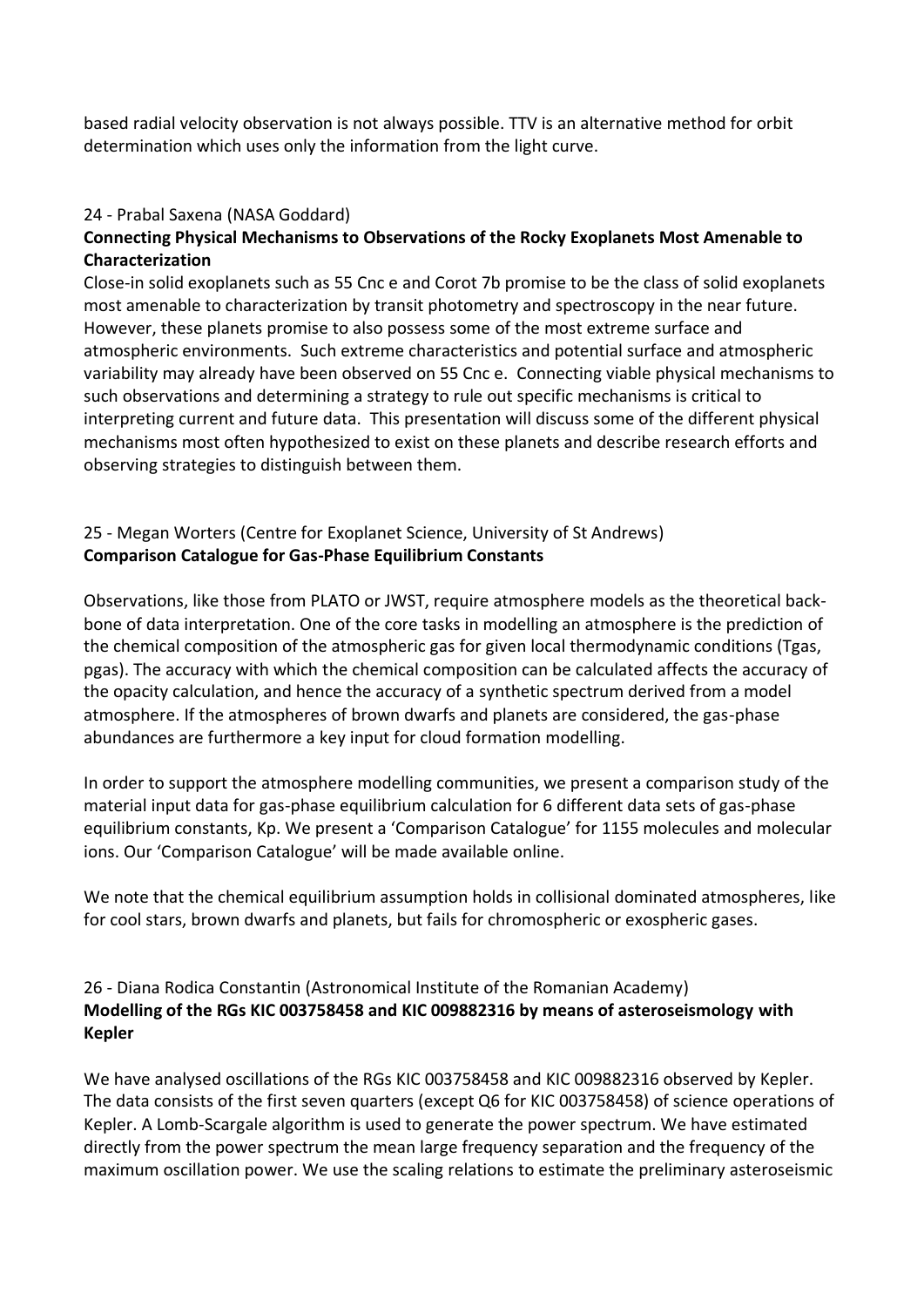based radial velocity observation is not always possible. TTV is an alternative method for orbit determination which uses only the information from the light curve.

24 - Prabal Saxena (NASA Goddard)

**Connecting Physical Mechanisms to Observations of the Rocky Exoplanets Most Amenable to Characterization**

Close-in solid exoplanets such as 55 Cnc e and Corot 7b promise to be the class of solid exoplanets most amenable to characterization by transit photometry and spectroscopy in the near future. However, these planets promise to also possess some of the most extreme surface and atmospheric environments. Such extreme characteristics and potential surface and atmospheric variability may already have been observed on 55 Cnc e. Connecting viable physical mechanisms to such observations and determining a strategy to rule out specific mechanisms is critical to interpreting current and future data. This presentation will discuss some of the different physical mechanisms most often hypothesized to exist on these planets and describe research efforts and observing strategies to distinguish between them.

25 - Megan Worters (Centre for Exoplanet Science, University of St Andrews)

**Comparison Catalogue for Gas-Phase Equilibrium Constants**

Observations, like those from PLATO or JWST, require atmosphere models as the theoretical back-bone of data interpretation. One of the core tasks in modelling an atmosphere is the prediction of the chemical composition of the atmospheric gas for given local thermodynamic conditions (Tgas, pgas). The accuracy with which the chemical composition can be calculated affects the accuracy of the opacity calculation, and hence the accuracy of a synthetic spectrum derived from a model atmosphere. If the atmospheres of brown dwarfs and planets are considered, the gas-phase abundances are furthermore a key input for cloud formation modelling.

In order to support the atmosphere modelling communities, we present a comparison study of the material input data for gas-phase equilibrium calculation for 6 different data sets of gas-phase equilibrium constants, Kp. We present a 'Comparison Catalogue' for 1155 molecules and molecular ions. Our 'Comparison Catalogue' will be made available online.

We note that the chemical equilibrium assumption holds in collisional dominated atmospheres, like for cool stars, brown dwarfs and planets, but fails for chromospheric or exospheric gases.

26 - Diana Rodica Constantin (Astronomical Institute of the Romanian Academy)

**Modelling of the RGs KIC 003758458 and KIC 009882316 by means of asteroseismology with Kepler**

We have analysed oscillations of the RGs KIC 003758458 and KIC 009882316 observed by Kepler. The data consists of the first seven quarters (except Q6 for KIC 003758458) of science operations of Kepler. A Lomb-Scargale algorithm is used to generate the power spectrum. We have estimated directly from the power spectrum the mean large frequency separation and the frequency of the maximum oscillation power. We use the scaling relations to estimate the preliminary asteroseismic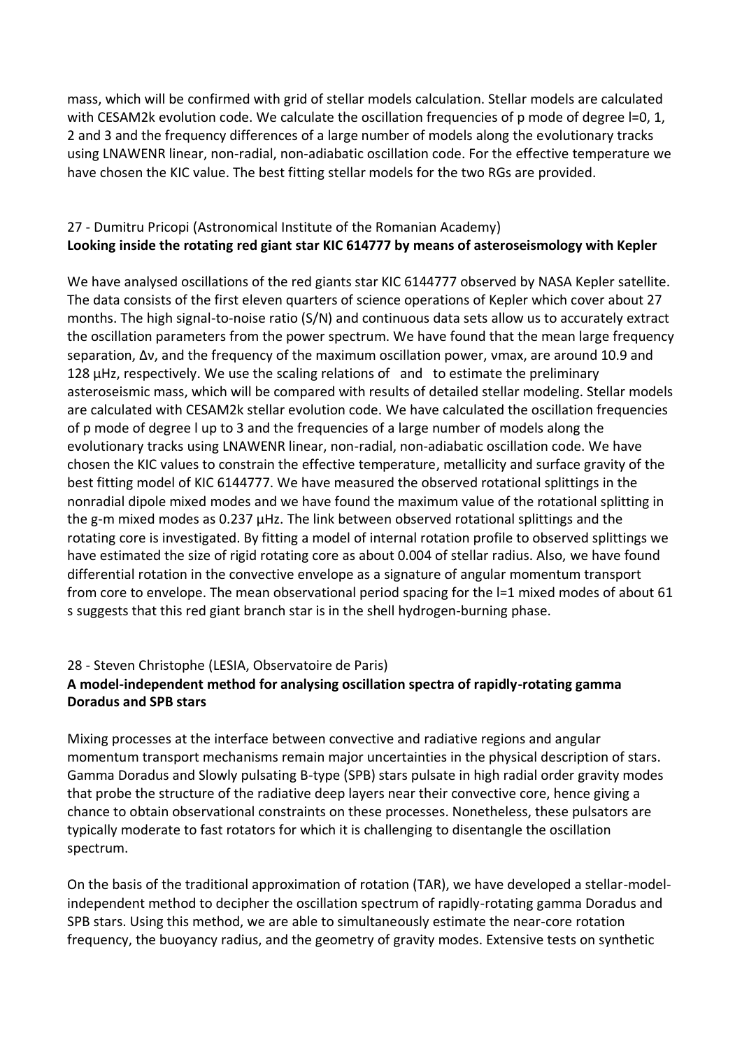mass, which will be confirmed with grid of stellar models calculation. Stellar models are calculated with CESAM2k evolution code. We calculate the oscillation frequencies of p mode of degree l=0, 1, 2 and 3 and the frequency differences of a large number of models along the evolutionary tracks using LNAWENR linear, non-radial, non-adiabatic oscillation code. For the effective temperature we have chosen the KIC value. The best fitting stellar models for the two RGs are provided.

27 - Dumitru Pricopi (Astronomical Institute of the Romanian Academy)
**Looking inside the rotating red giant star KIC 614777 by means of asteroseismology with Kepler**

We have analysed oscillations of the red giants star KIC 6144777 observed by NASA Kepler satellite. The data consists of the first eleven quarters of science operations of Kepler which cover about 27 months. The high signal-to-noise ratio (S/N) and continuous data sets allow us to accurately extract the oscillation parameters from the power spectrum. We have found that the mean large frequency separation, Δν, and the frequency of the maximum oscillation power, νmax, are around 10.9 and 128 μHz, respectively. We use the scaling relations of and to estimate the preliminary asteroseismic mass, which will be compared with results of detailed stellar modeling. Stellar models are calculated with CESAM2k stellar evolution code. We have calculated the oscillation frequencies of p mode of degree l up to 3 and the frequencies of a large number of models along the evolutionary tracks using LNAWENR linear, non-radial, non-adiabatic oscillation code. We have chosen the KIC values to constrain the effective temperature, metallicity and surface gravity of the best fitting model of KIC 6144777. We have measured the observed rotational splittings in the nonradial dipole mixed modes and we have found the maximum value of the rotational splitting in the g-m mixed modes as 0.237 μHz. The link between observed rotational splittings and the rotating core is investigated. By fitting a model of internal rotation profile to observed splittings we have estimated the size of rigid rotating core as about 0.004 of stellar radius. Also, we have found differential rotation in the convective envelope as a signature of angular momentum transport from core to envelope. The mean observational period spacing for the l=1 mixed modes of about 61 s suggests that this red giant branch star is in the shell hydrogen-burning phase.

28 - Steven Christophe (LESIA, Observatoire de Paris)
**A model-independent method for analysing oscillation spectra of rapidly-rotating gamma Doradus and SPB stars**

Mixing processes at the interface between convective and radiative regions and angular momentum transport mechanisms remain major uncertainties in the physical description of stars. Gamma Doradus and Slowly pulsating B-type (SPB) stars pulsate in high radial order gravity modes that probe the structure of the radiative deep layers near their convective core, hence giving a chance to obtain observational constraints on these processes. Nonetheless, these pulsators are typically moderate to fast rotators for which it is challenging to disentangle the oscillation spectrum.

On the basis of the traditional approximation of rotation (TAR), we have developed a stellar-model-independent method to decipher the oscillation spectrum of rapidly-rotating gamma Doradus and SPB stars. Using this method, we are able to simultaneously estimate the near-core rotation frequency, the buoyancy radius, and the geometry of gravity modes. Extensive tests on synthetic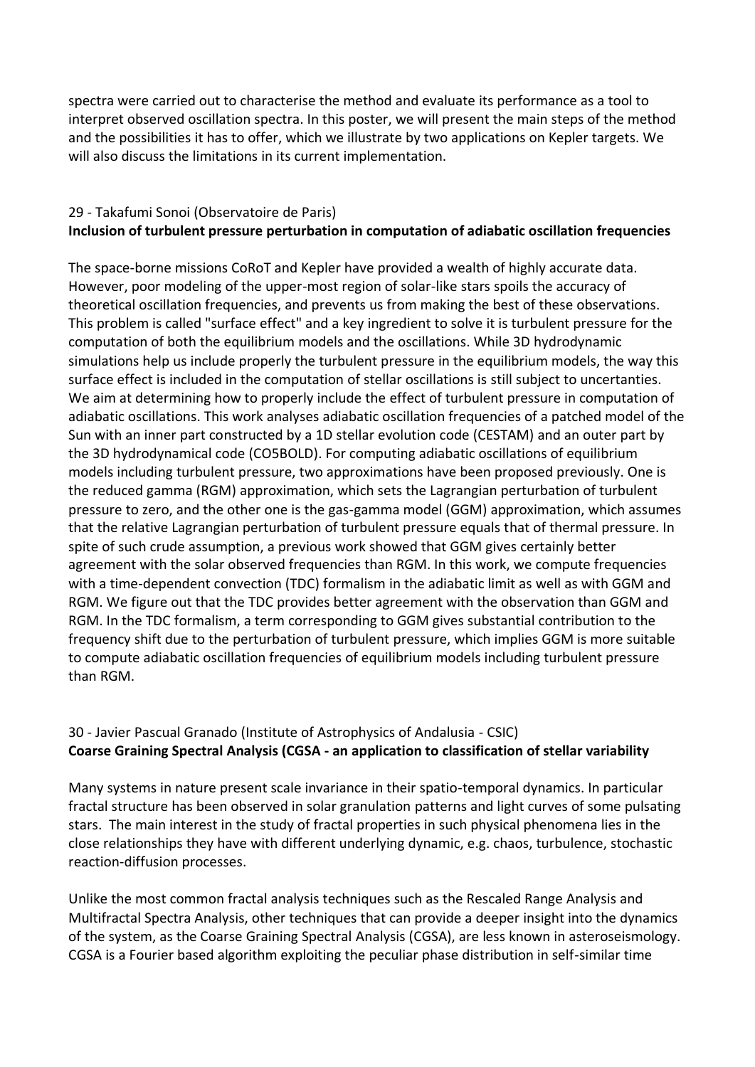spectra were carried out to characterise the method and evaluate its performance as a tool to interpret observed oscillation spectra. In this poster, we will present the main steps of the method and the possibilities it has to offer, which we illustrate by two applications on Kepler targets. We will also discuss the limitations in its current implementation.

29 - Takafumi Sonoi (Observatoire de Paris)
**Inclusion of turbulent pressure perturbation in computation of adiabatic oscillation frequencies**

The space-borne missions CoRoT and Kepler have provided a wealth of highly accurate data. However, poor modeling of the upper-most region of solar-like stars spoils the accuracy of theoretical oscillation frequencies, and prevents us from making the best of these observations. This problem is called "surface effect" and a key ingredient to solve it is turbulent pressure for the computation of both the equilibrium models and the oscillations. While 3D hydrodynamic simulations help us include properly the turbulent pressure in the equilibrium models, the way this surface effect is included in the computation of stellar oscillations is still subject to uncertanties. We aim at determining how to properly include the effect of turbulent pressure in computation of adiabatic oscillations. This work analyses adiabatic oscillation frequencies of a patched model of the Sun with an inner part constructed by a 1D stellar evolution code (CESTAM) and an outer part by the 3D hydrodynamical code (CO5BOLD). For computing adiabatic oscillations of equilibrium models including turbulent pressure, two approximations have been proposed previously. One is the reduced gamma (RGM) approximation, which sets the Lagrangian perturbation of turbulent pressure to zero, and the other one is the gas-gamma model (GGM) approximation, which assumes that the relative Lagrangian perturbation of turbulent pressure equals that of thermal pressure. In spite of such crude assumption, a previous work showed that GGM gives certainly better agreement with the solar observed frequencies than RGM. In this work, we compute frequencies with a time-dependent convection (TDC) formalism in the adiabatic limit as well as with GGM and RGM. We figure out that the TDC provides better agreement with the observation than GGM and RGM. In the TDC formalism, a term corresponding to GGM gives substantial contribution to the frequency shift due to the perturbation of turbulent pressure, which implies GGM is more suitable to compute adiabatic oscillation frequencies of equilibrium models including turbulent pressure than RGM.

30 - Javier Pascual Granado (Institute of Astrophysics of Andalusia - CSIC)
**Coarse Graining Spectral Analysis (CGSA - an application to classification of stellar variability**

Many systems in nature present scale invariance in their spatio-temporal dynamics. In particular fractal structure has been observed in solar granulation patterns and light curves of some pulsating stars. The main interest in the study of fractal properties in such physical phenomena lies in the close relationships they have with different underlying dynamic, e.g. chaos, turbulence, stochastic reaction-diffusion processes.

Unlike the most common fractal analysis techniques such as the Rescaled Range Analysis and Multifractal Spectra Analysis, other techniques that can provide a deeper insight into the dynamics of the system, as the Coarse Graining Spectral Analysis (CGSA), are less known in asteroseismology. CGSA is a Fourier based algorithm exploiting the peculiar phase distribution in self-similar time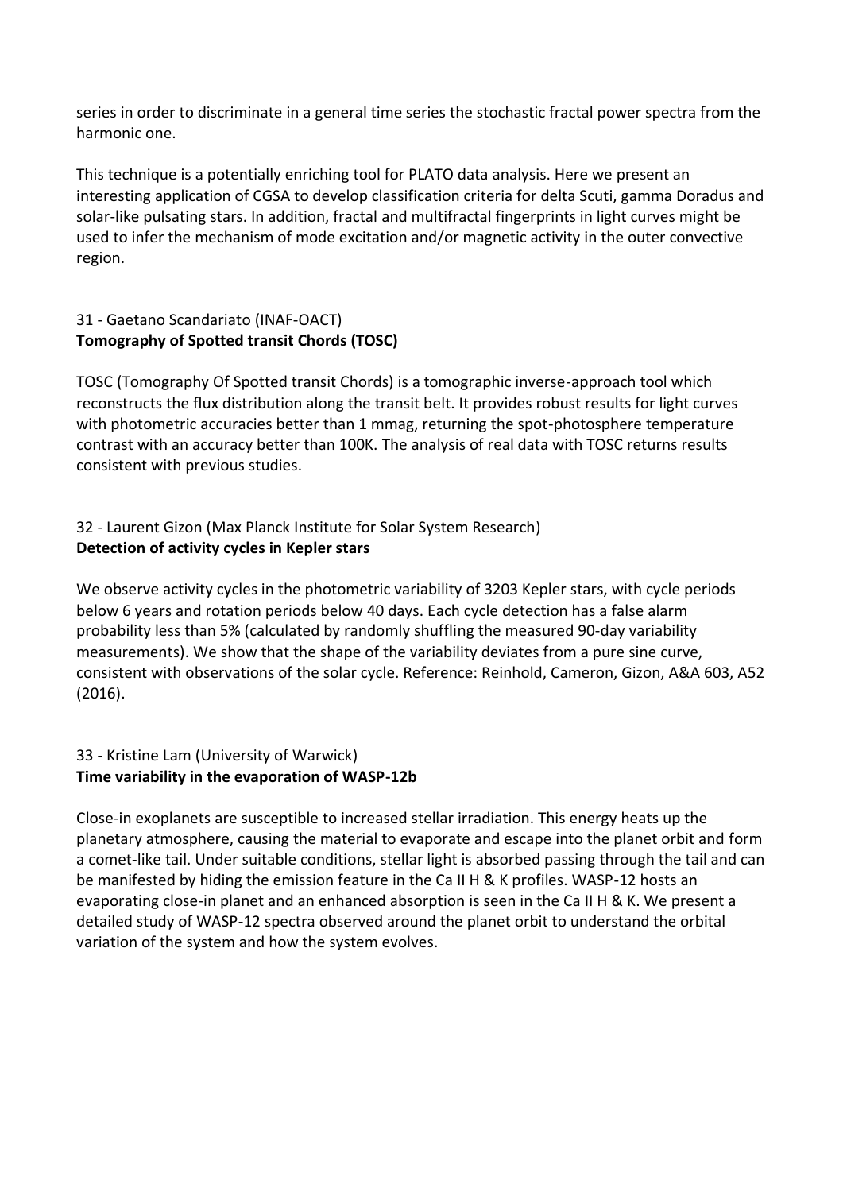series in order to discriminate in a general time series the stochastic fractal power spectra from the harmonic one.

This technique is a potentially enriching tool for PLATO data analysis. Here we present an interesting application of CGSA to develop classification criteria for delta Scuti, gamma Doradus and solar-like pulsating stars. In addition, fractal and multifractal fingerprints in light curves might be used to infer the mechanism of mode excitation and/or magnetic activity in the outer convective region.

31 - Gaetano Scandariato (INAF-OACT)
**Tomography of Spotted transit Chords (TOSC)**

TOSC (Tomography Of Spotted transit Chords) is a tomographic inverse-approach tool which reconstructs the flux distribution along the transit belt. It provides robust results for light curves with photometric accuracies better than 1 mmag, returning the spot-photosphere temperature contrast with an accuracy better than 100K. The analysis of real data with TOSC returns results consistent with previous studies.

32 - Laurent Gizon (Max Planck Institute for Solar System Research)
**Detection of activity cycles in Kepler stars**

We observe activity cycles in the photometric variability of 3203 Kepler stars, with cycle periods below 6 years and rotation periods below 40 days. Each cycle detection has a false alarm probability less than 5% (calculated by randomly shuffling the measured 90-day variability measurements). We show that the shape of the variability deviates from a pure sine curve, consistent with observations of the solar cycle. Reference: Reinhold, Cameron, Gizon, A&A 603, A52 (2016).

33 - Kristine Lam (University of Warwick)
**Time variability in the evaporation of WASP-12b**

Close-in exoplanets are susceptible to increased stellar irradiation. This energy heats up the planetary atmosphere, causing the material to evaporate and escape into the planet orbit and form a comet-like tail. Under suitable conditions, stellar light is absorbed passing through the tail and can be manifested by hiding the emission feature in the Ca II H & K profiles. WASP-12 hosts an evaporating close-in planet and an enhanced absorption is seen in the Ca II H & K. We present a detailed study of WASP-12 spectra observed around the planet orbit to understand the orbital variation of the system and how the system evolves.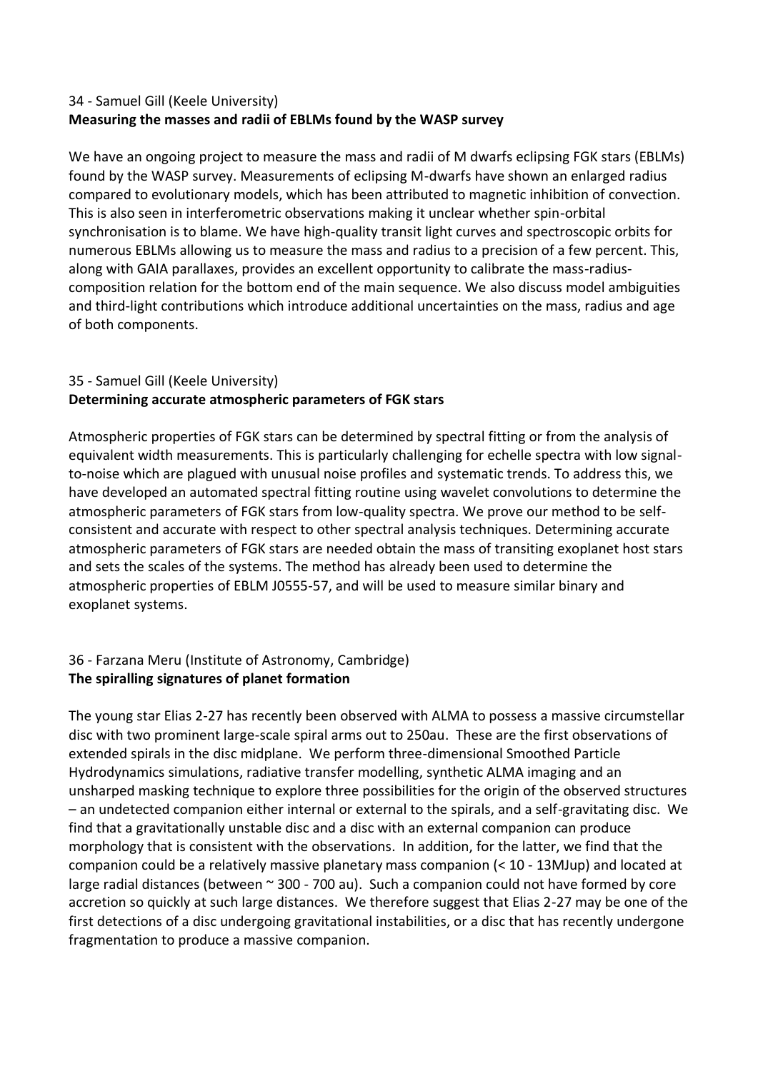### 34 - Samuel Gill (Keele University)

**Measuring the masses and radii of EBLMs found by the WASP survey**

We have an ongoing project to measure the mass and radii of M dwarfs eclipsing FGK stars (EBLMs) found by the WASP survey. Measurements of eclipsing M-dwarfs have shown an enlarged radius compared to evolutionary models, which has been attributed to magnetic inhibition of convection. This is also seen in interferometric observations making it unclear whether spin-orbital synchronisation is to blame. We have high-quality transit light curves and spectroscopic orbits for numerous EBLMs allowing us to measure the mass and radius to a precision of a few percent. This, along with GAIA parallaxes, provides an excellent opportunity to calibrate the mass-radius-composition relation for the bottom end of the main sequence. We also discuss model ambiguities and third-light contributions which introduce additional uncertainties on the mass, radius and age of both components.

### 35 - Samuel Gill (Keele University)

**Determining accurate atmospheric parameters of FGK stars**

Atmospheric properties of FGK stars can be determined by spectral fitting or from the analysis of equivalent width measurements. This is particularly challenging for echelle spectra with low signal-to-noise which are plagued with unusual noise profiles and systematic trends. To address this, we have developed an automated spectral fitting routine using wavelet convolutions to determine the atmospheric parameters of FGK stars from low-quality spectra. We prove our method to be self-consistent and accurate with respect to other spectral analysis techniques. Determining accurate atmospheric parameters of FGK stars are needed obtain the mass of transiting exoplanet host stars and sets the scales of the systems. The method has already been used to determine the atmospheric properties of EBLM J0555-57, and will be used to measure similar binary and exoplanet systems.

### 36 - Farzana Meru (Institute of Astronomy, Cambridge)

**The spiralling signatures of planet formation**

The young star Elias 2-27 has recently been observed with ALMA to possess a massive circumstellar disc with two prominent large-scale spiral arms out to 250au. These are the first observations of extended spirals in the disc midplane. We perform three-dimensional Smoothed Particle Hydrodynamics simulations, radiative transfer modelling, synthetic ALMA imaging and an unsharped masking technique to explore three possibilities for the origin of the observed structures – an undetected companion either internal or external to the spirals, and a self-gravitating disc. We find that a gravitationally unstable disc and a disc with an external companion can produce morphology that is consistent with the observations. In addition, for the latter, we find that the companion could be a relatively massive planetary mass companion (< 10 - 13MJup) and located at large radial distances (between ~ 300 - 700 au). Such a companion could not have formed by core accretion so quickly at such large distances. We therefore suggest that Elias 2-27 may be one of the first detections of a disc undergoing gravitational instabilities, or a disc that has recently undergone fragmentation to produce a massive companion.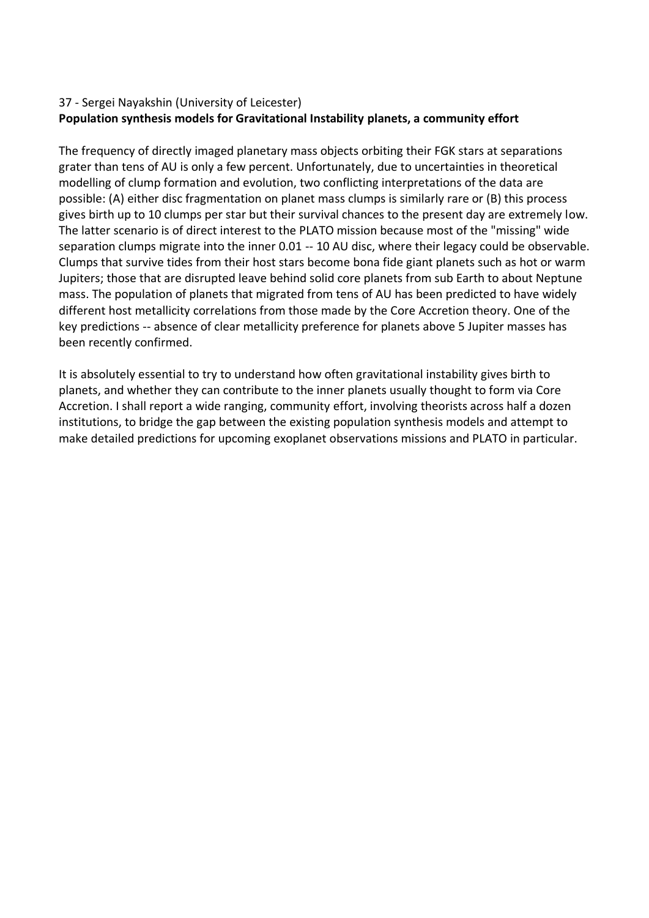37 - Sergei Nayakshin (University of Leicester)

**Population synthesis models for Gravitational Instability planets, a community effort**

The frequency of directly imaged planetary mass objects orbiting their FGK stars at separations grater than tens of AU is only a few percent. Unfortunately, due to uncertainties in theoretical modelling of clump formation and evolution, two conflicting interpretations of the data are possible: (A) either disc fragmentation on planet mass clumps is similarly rare or (B) this process gives birth up to 10 clumps per star but their survival chances to the present day are extremely low. The latter scenario is of direct interest to the PLATO mission because most of the "missing" wide separation clumps migrate into the inner 0.01 -- 10 AU disc, where their legacy could be observable. Clumps that survive tides from their host stars become bona fide giant planets such as hot or warm Jupiters; those that are disrupted leave behind solid core planets from sub Earth to about Neptune mass. The population of planets that migrated from tens of AU has been predicted to have widely different host metallicity correlations from those made by the Core Accretion theory. One of the key predictions -- absence of clear metallicity preference for planets above 5 Jupiter masses has been recently confirmed.

It is absolutely essential to try to understand how often gravitational instability gives birth to planets, and whether they can contribute to the inner planets usually thought to form via Core Accretion. I shall report a wide ranging, community effort, involving theorists across half a dozen institutions, to bridge the gap between the existing population synthesis models and attempt to make detailed predictions for upcoming exoplanet observations missions and PLATO in particular.